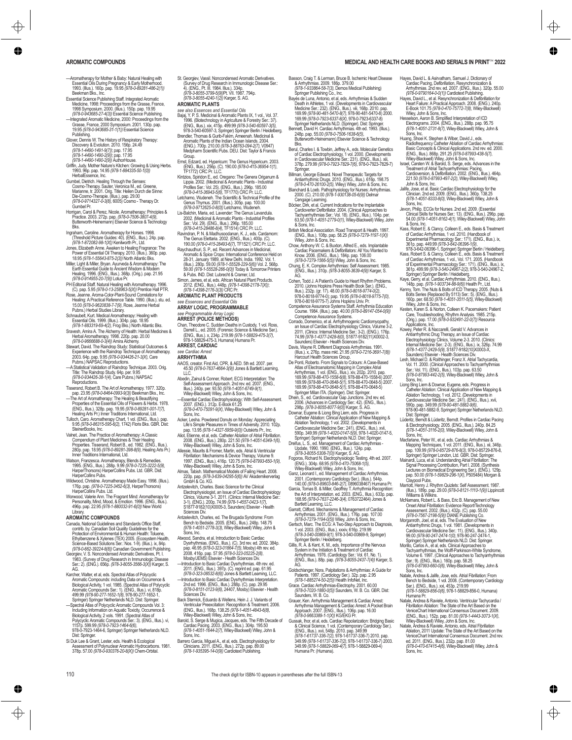—Aromatherapy for Mother & Baby: Natural Healing with Essential Oils During Pregnancy & Early Motherhood. 1993. (Illus.). 160p. pap. 19.95 *(978-0-89281-486-2(1))* Beekman Bks., Inc.

Essential Science Publishing Staff. Integrated Aromatic Medicine, 1998: Proceedings from the Grasse, France, 1998 Symposium. 2000. (Illus.). 150p. pap. 19.95 *(978-0-943685-27-4(3))* Essential Science Publishing.

—Integrated Aromatic Medicine, 2000: Proceedings from the Grasse, France, 2000 Symposium. 2001. 130p. pap. 19.95 *(978-0-943685-31-1(1))* Essential Science Publishing.

Glover, Dennis W. The History of Respiratory Therapy: Discovery & Evolution. 2010. 156p. 24.49 *(978-1-4490-1491-9(7))*; pap. 17.95 *(978-1-4490-1490-2(9))*; pap. 17.95 *(978-1-4490-1490-2(9))* AuthorHouse.

Griffin, Judy. Mother Nature's Kitchen: Growing & Using Herbs. 1993. 96p. pap. 14.95 *(978-1-884335-50-1(0))* HerbalEssence, Inc.

Gumbel, Dietrich. Healing Through the Senses: Cosmo-Therapy. Sauter, Veronica M., ed. Greene, Marianne, tr. 2001. Orig. Title: Heilen Durch die Sinne: Die-Cosmo-Therapie. (Illus.). pap. 29.00 *(978-0-9714327-0-3(8)*, 6005) Cosmo - Therapy Dr. Gumbel Pr.

Horrigan, Carol & Perez, Nicole. Aromatherapy: Principles & Practice. 2003. 272p. pap. *(978-0-7506-3807-4(9)*, Butterworth-Heinemann) Elsevier Science & Technology Bks.

Ingraham, Caroline. Aromatherapy for Horses. 1998. (Threshold Picture Guides: 40). (ENG., Illus.). 24p. pap. *(978-1-872082-98-1(X))* Kenilworth Pr., Ltd.

Jones, Elizabeth Anne. Awaken to Healing Fragrance: The Power of Essential Oil Therapy. 2010. (Illus.). 360p. pap. 18.95 *(978-1-55643-875-2(3))* North Atlantic Bks.

Miller, Light & Miller, Bryan. Ayurveda & Aromatherapy: The Earth Essential Guide to Ancient Wisdom & Modern Healing. 1996. (ENG., Illus.). 368p. (Orig.). pap. 21.95 *(978-0-914955-20-7(9))* Lotus Pr.

PH Editorial Staff. Natural Healing with Aromatherapy. 1996. (C). pap. 5.95 *(978-0-13-258963-5(X))* Prentice Hall PTR.

Rose, Jeanne. Aroma-Color-Plant-Sound Correlations for Healing: A Practical Reference Table. 1990. (Illus.). stu. ed. 15.00 *(978-0-9620838-7-7(9)*, Rose, Jeanne Herbal Pubns.) Herbal Studies Library.

Schnaubelt, Kurt. Medical Aromatherapy: Healing with Essential Oils. 1999. (Illus.). 304p. pap. 18.95 *(978-1-883319-69-4(2)*, Frog Bks.) North Atlantic Bks.

Sravesh, Amira A. The Alchemy of Health: Herbal Medicines & Herbal Aromatherapy. 1998. 220p. pap. 20.00 *(978-0-9666688-0-3(4))* Amira Alchemy.

Stewart, David. The Raindrop Study: Statistical Outcomes & Experience with the Raindrop Technique of Aromatherapy. 2003. 64p. pap. 9.95 *(978-0-934426-21-3(X)*, Care Pubns.) NAPSAC Reproductions.

—A Statistical Validation of Raindrop Technique. 2003. Orig. Title: The Raindrop Study. 64p. per. 9.95 *(978-0-934426-18-1(4)*, Care Pubns.) NAPSAC Reproductions.

Tisserand, Robert B. The Art of Aromatherapy. 1977. 320p. pap. 23.95 *(978-0-8464-0993-9(3))* Beekman Bks., Inc.

—The Art of Aromatherapy: The Healing & Beautifying Properties of the Essential Oils of Flowers & Herbs. 1978. (ENG., Illus.). 328p. pap. 19.95 *(978-0-89281-001-7(7)*, Healing Arts Pr.) Inner Traditions International, Ltd.

Tulloch, Caro. Aromatherapy Chart. 1 vol. (ENG., Illus.). pap. 9.95 *(978-0-86315-595-6(2)*, 1742) Floris Bks. GBR. Dist: SteinerBooks, Inc.

Valnet, Jean. The Practice of Aromatherapy: A Classic Compendium of Plant Medicines & Their Healing Properties. Tisserand, Robert B., ed. 1982. (ENG., Illus.). 280p. pap. 18.95 *(978-0-89281-398-8(9)*, Healing Arts Pr.) Inner Traditions International, Ltd.

Watson, Franzesca. Aromatherapy, Blends & Remedies. 1995. (ENG., Illus.). 288p. 9.99 *(978-0-7225-3222-5(9)*, HarperThorsons) HarperCollins Pubs. Ltd. GBR. Dist: HarperCollins Pubs.

Wildwood, Christine. Aromatherapy Made Easy. 1998. (Illus.). 176p. pap. *(978-0-7225-3452-6(3)*, HarperThorsons) HarperCollins Pubs. Ltd.

Worwood, Valerie Ann. The Fragrant Mind: Aromatherapy for Personality, Mind, Mood, & Emotion. 1996. (ENG., Illus.). 496p. pap. 22.95 *(978-1-880032-91-6(0))* New World Library.

## AROMATIC COMPOUNDS

Canada, National Guidelines and Standards Office Staff, contrib. by. Canadian Soil Quality Guidelines for the Protection of Environmental & Human Health: Toluene, Ethylbenzene & Xylenes (TEX) 2005. (Ecosystem Health, Science-Based Solutions Ser.: Nos. 1-9). (Illus.). ix, 84p. *(978-0-662-39224-8(8))* Canadian Government Publishing.

Georgiev, V. S. Noncondensed Aromatic Derivatives, Pt. I. 1983. (Survey of Drug Research in Immunologic Disease Ser.: 2). (ENG.). 656p. *(978-3-8055-3566-3(X))* Karger, S. AG.

Karcher, Walter, et al, eds. Spectral Atlas of Polycyclic Aromatic Compounds: including Data on Occurrence & Biological Activity, 1 vol. 1985. (Spectral Atlas of Polycyclic Aromatic Compounds Ser.: 1). (ENG., Illus.). vi, 818p. 499.99 *(978-90-277-1652-1(8)*, 978-90-277-1652-1, Springer) Springer Netherlands NLD. Dist: Springer.

—Spectral Atlas of Polycyclic Aromatic Compounds Vol. 3: Including Information on Aquatic Toxicity, Occurrence & Biological Activity. 2 vols. 1991. (Spectral Atlas of Polycyclic Aromatic Compounds Ser.: 3). (ENG., Illus.). vi, 1157p. 599.99 *(978-0-7923-1464-6(6)*, 978-0-7923-1464-6, Springer) Springer Netherlands NLD. Dist: Springer.

Si Duk Lee & Grant, Lester, eds. Health & Ecological Assessment of Polynuclear Aromatic Hydrocarbons. 1981. 378p. 57.00 *(978-0-930376-20-8(X))* Chem-Orbital.

St. Georgiev, Vassil. Noncondensed Aromatic Derivatives. (Survey of Drug Research in Immunologic Disease Ser.: 4). (ENG., Pt. III. 1984. Illus.). 334p. *(978-3-8055-3799-5(9))*Pt. VII. 1987. 794p. *(978-3-8055-4240-1(2))* Karger, S. AG.

## AROMATIC PLANTS

*see also Essences and Essential Oils*

Bajaj, Y. P. S. Medicinal & Aromatic Plants IX, 1 vol., Vol. 37. 1996. (Biotechnology in Agriculture & Forestry Ser.: 37). (ENG., Illus.). xix, 415p. 499.99 *(978-3-540-60597-3(5)*, 978-3-540-60597-3, Springer) Springer Berlin / Heidelberg.

Brendler, Thomas & Gurib-Fakim, Ameenah. Medicinal & Aromatic Plants of the Indian Ocean Islands. 2004. (ENG.). 700p. 210.00 *(978-3-88763-094-2(7)*, V0947) Medpharm Scientific Pubs. DEU. Dist: Taylor & Francis Group.

Ernst, Edzard, ed. Hypericum: The Genus Hypericum. 2003. (ENG., Illus.). 256p. (C). 190.00 *(978-0-415-36954-1(1)*, TF1772) CRC Pr. LLC.

Kintzios, Spiridon E., ed. Oregano: The Genera Origanum & Lippia. 2002. (Medicinal & Aromatic Plants - Industrial Profiles Ser.: Vol. 25). (ENG., Illus.). 296p. 185.00 *(978-0-415-36943-5(6)*, TF1770) CRC Pr. LLC.

Letchamo, Wudeneh. The Scientific & Technical Profile of the Genus Thymus. 2001. (Illus.). 305p. pap. 100.00 *(978-0-9712625-0-8(0))* Letchamo, Wudeneh.

Lis-Balchin, Maria, ed. Lavender: The Genus Lavandula. 2002. (Medicinal & Aromatic Plants - Industrial Profiles Ser.: Vol. 29). (ENG., Illus.). 296p. 185.00 *(978-0-415-28486-8(4)*, TF1514) CRC Pr. LLC.

Ravindran, P. N. & Madhusoodanan, K. J., eds. Cardamom: The Genus Elettaria. 2002. (ENG., Illus.). 400p. (C). 190.00 *(978-0-415-28493-6(7)*, TF1521) CRC Pr. LLC.

Raychaudhuri, S. P., ed. Recent Advances in Medicinal, Aromatic & Spice Crops: International Conference Held on 28-31, January 1989, at New Delhi, India. 1992. Vol. 1. (Illus.). 280p. 59.00 *(978-1-55528-229-5(6))* Vol. 2. 568p. 59.00 *(978-1-55528-266-0(0))* Today & Tomorrow Printers & Pubs. IND. Dist: Lubrecht & Cramer, Ltd.

Simon, James, et al, eds. African Natural Plant Products. 2012. (ENG., Illus.). 448p. *(978-1-4398-2178-7(X))*; *(978-1-4398-2178-3(3))* CRC Pr.

## AROMATIC PLANT PRODUCTS

*see Essences and Essential Oils*

## ARRAY LOGIC, PROGRAMMABLE

*see Programmable Array Logic*

## ARREST (POLICE METHODS)

Chan, Theodore C. Sudden Deaths in Custody. 1 vol. Ross, Darrell L., ed. 2005. (Forensic Science & Medicine Ser.). (ENG., Illus.). x, 234p. 219.99 *(978-1-58829-475-3(7)*, 978-1-58829-475-3, Humana) Humana Pr.

## ARREST, CARDIAC

*see Cardiac Arrest*

## ARRHYTHMIA

AAOS, creator. First Aid, CPR, & AED. 5th ed. 2007. per. 45.50 *(978-0-7637-4664-3(9))* Jones & Bartlett Learning, LLC.

Abedin, Zainul & Conner, Robert. ECG Interpretation: The Self-Assessment Approach. 2nd rev. ed. 2007. (ENG., Illus.). 240p. per. 93.50 *(978-1-4051-6749-9(1)*, Wiley-Blackwell) Wiley, John & Sons, Inc.

—Essential Cardiac Electrophysiology: With Self-Assessment. 2007. (ENG.). 312p. E-Book 61.25 *(978-0-470-75091-9(X)*, Wiley-Blackwell) Wiley, John & Sons, Inc.

Acker, Lesha. Powdered Donuts on Monday: Appreciating Life's Simple Pleasures in Times of Adversity. 2010. 102p. pap. 13.95 *(978-1-4327-5959-9(0))* Outskirts Pr., Inc.

Aliot, Etienne, et al, eds. Catheter Ablation of Atrial Fibrillation. 2008. (ENG., Illus.). 280p. 221.50 *(978-1-4051-6349-1(6)*, Wiley-Blackwell) Wiley, John & Sons, Inc.

Allessie, Maurits & Fromer, Martin, eds. Atrial & Ventricular Fibrillation: Mechanisms & Device Therapy, Volume 9. 1997. (ENG., Illus.). 416p. 120.75 *(978-0-87993-650-1(9)*, Wiley-Blackwell) Wiley, John & Sons, Inc.

Almas, Tabish. Mathematical Models of Failing Heart. 2008. 220p. pap. *(978-3-639-04295-5(6))* AV Akademikerverlag GmbH & Co. KG.

Antzelevitch, Charles. Basic Science for the Clinical Electrophysiologist, an Issue of Cardiac Electrophysiology Clinics, Volume 3-1. 2011. (Clinics: Internal Medicine Ser.: 3-1). (ENG.). 200p. 74.99 *(978-1-4557-0423-1(7)*, S1877-9182(10)X0005-3, Saunders) Elsevier - Health Sciences Div.

Antzelevitch, Charles, ed. The Brugada Syndrome: From Bench to Bedside. 2005. (ENG., Illus.). 248p. 148.75 *(978-1-4051-2778-3(3)*, Wiley-Blackwell) Wiley, John & Sons, Inc.

Atwood, Sandra, et al. Introduction to Basic Cardiac Dysrhythmias. (ENG., Illus.). (C). 3rd rev. ed. 2002. 384p. pap. 46.95 *(978-0-323-01864-7(5)*, Mosby) 4th rev. ed. 2008. 416p. pap. 57.95 *(978-0-323-05225-2(8)*, Mosby/JEMS) Elsevier - Health Sciences Div.

—Introduction to Basic Cardiac Dysrhythmias. 4th rev. ed. 2011. (ENG., Illus.). 397p. (C). (reprint ed. pap. 61.95 *(978-0-323-08532-8(6))* Jones & Bartlett Learning, LLC.

—Introduction to Basic Cardiac Dysrhythmias Interpretation. 2nd ed. 1996. (ENG., Illus.). 288p. (C). pap. 29.95 *(978-0-8151-0123-9(6)*, 24407, Mosby) Elsevier - Health Sciences Div.

Back Sternick, Eduardo & Wellens, Hein J. J. Variants of Ventricular Preexcitation: Recognition & Treatment. 2006. (ENG., Illus.). 168p. 138.25 *(978-1-4051-4843-6(8)*, Wiley-Blackwell) Wiley, John & Sons, Inc.

Baroid, S. Serge & Mugica, Jacques, eds. The Fifth Decade of Cardiac Pacing. 2003. (ENG., Illus.). 304p. 195.50 *(978-1-4051-1644-2(7)*, Wiley-Blackwell) Wiley, John & Sons, Inc.

Barrero Garcia, Miguel A., et al, eds. Electrophysiology for Clinicians. 2011. (ENG., Illus.). 272p. pap. 89.00 *(978-1-935395-14-0(9))* Cardiotext Publishing.

Basson, Craig T. & Lerman, Bruce B. Ischemic Heart Disease & Arrhythmias. 2009. 186p. 379.00 *(978-1-933864-58-7(3)*, Demos Medical Publishing) Springer Publishing Co., Inc.

Bayés de Luna, Antonio, et al, eds. Arrhythmias & Sudden Death in Athletes, 1 vol. (Developments in Cardiovascular Medicine Ser.: 232). (ENG., Illus.). viii, 168p. 2010. pap. 169.99 *(978-90-481-5470-8(7)*, 978-90-481-5470-8) 2000. 169.99 *(978-0-7923-6337-8(X)*, 978-0-7923-6337-8) Springer Netherlands NLD. (Springer). Dist: Springer.

Bennett, David H. Cardiac Arrhythmias. 4th ed. 1993. (Illus.). 248p. pap. 55.00 *(978-0-7506-1638-6(5)*, Butterworth-Heinemann) Elsevier Science & Technology Bks.

Berul, Charles I. & Towbin, Jeffrey A., eds. Molecular Genetics of Cardiac Electrophysiology, 1 vol. 2000. (Developments in Cardiovascular Medicine Ser.: 231). (ENG., Illus.). xiii, 378p. 279.99 *(978-0-7923-7829-7(6)*, 978-0-7923-7829-7) Springer.

Billman, George Edward. Novel Therapeutic Targets for Antiarrhythmic Drugs. 2010. (ENG., Illus.). 616p. 198.75 *(978-0-470-26100-2(5)*, Wiley) Wiley, John & Sons, Inc.

Blanchard & Loeb. Pathophysiology for Nurses: Arrhythmias. 2000. (C). 210.00 *(978-1-930138-05-6(9))* Delmar Cengage Learning.

Böcker, Dirk, et al. Current Indications for the Implantable Cardioverter Defibrillator. 2004. (Clinical Approaches to Tachyarrhythmias Ser.: Vol. 18). (ENG., Illus.). 104p. per. 63.50 *(978-1-4051-2779-0(1)*, Wiley-Blackwell) Wiley, John & Sons, Inc.

British Medical Association. Road Transport & Health. 1997. (ENG., Illus.). 108p. pap. 58.25 *(978-0-7279-1197-1(X))* Wiley, John & Sons, Inc.

Chow, Anthony W. C. & Buxton, Alfred E., eds. Implantable Cardiac Pacemakers & Defibrillators: All You Wanted to Know. 2006. (ENG., Illus.). 184p. pap. 106.00 *(978-0-7279-1566-5(5))* Wiley, John & Sons, Inc.

Chung, E. K. Complex Arrhythmias: Self Assessment. 1985. (ENG., Illus.). 310p. *(978-3-8055-3639-4(9))* Karger, S. AG.

Cohen, Todd J. A Patient's Guide to Heart Rhythm Problems. 2010. (Johns Hopkins Press Health Book Ser.). (ENG., Illus.). 232p. (gr. 17). 48.00 *(978-0-8018-9774-0(2)*, 978-0-8018-9774-0); pap. 19.95 *(978-0-8018-9775-7(0)*, 978-0-8018-9775-7) Johns Hopkins Univ. Pr.

Competence Assurance Systems Staff. Arrhythmia Education Course. 1984. (Illus.). pap. 40.00 *(978-0-89147-054-0(9))* Competence Assurance Systems.

Corrado, Domenico, et al. Arrhythmogenic Cardiomyopathy, an Issue of Cardiac Electrophysiology Clinics, Volume 3-2. 2011. (Clinics: Internal Medicine Ser.: 3-2). (ENG.). 176p. 74.99 *(978-1-4557-2428-8(0)*, S1877-9182(11)X0002-3, Saunders) Elsevier - Health Sciences Div.

Davis, Wayne R. Different Diagnosis Arrhythmias. 1991. (Illus.). x, 276p. mass mkt. 21.95 *(978-0-7216-3691-7(8))* Harcourt Health Sciences Group.

De Ponti, Roberto. From Signals to Colours: A Case-Based Atlas of Electroanatomic Mapping in Complex Atrial Arrhythmias, 1 vol. (ENG., Illus.). xiv, 202p. 2010. pap. 169.99 *(978-88-470-1558-6(8)*, 978-88-470-1558-6) 2007. 169.99 *(978-88-470-0648-5(1)*, 978-88-470-0648-5) 2007. 169.99 *(978-88-470-0648-5(1)*, 978-88-470-0648-5) Springer Milan ITA. (Springer). Dist: Springer.

Dhein, S., ed. Cardiovascular Gap Junctions. 2nd rev. ed. 2006. (Advances in Cardiology Ser.: 42). (ENG., Illus.). 298p. *(978-3-8055-8077-9(0))* Karger, S. AG.

Downar, Eugene & Liong Bing Liem, eds. Progress in Catheter Ablation: Clinical Application of New Mapping & Ablation Technology, 1 vol. 2002. (Developments in Cardiovascular Medicine Ser.: 241). (ENG., Illus.). xvii, 590p. 349.99 *(978-1-4020-0147-5(9)*, 978-1-4020-0147-5, Springer) Springer Netherlands NLD. Dist: Springer.

Dreifus, L. S., ed. Management of Cardiac Arrhythmias - Update, 1990. 1990. (ENG., Illus.). 124p. pap. *(978-3-8055-5308-7(0))* Karger, S. AG.

Fogoros, Richard N. Electrophysiologic Testing. 4th ed. 2007. (ENG.). 304p. 68.95 *(978-0-470-75068-1(5)*, Wiley-Blackwell) Wiley, John & Sons, Inc.

Ganz, Leonard I., ed. Management of Cardiac Arrhythmias. 2001. (Contemporary Cardiology Ser.). (Illus.). 544p. 140.00 *(978-0-89603-846-2(7)*, 0896038467) Humana Pr.

Garcia, Tomas B. & Miller, Geoffrey T. Arrhythmia Recognition: the Art of Interpretation. ed. 2003. (ENG., Illus.). 633p. pap. 168.95 *(978-0-7637-2246-3(4)*, 0763722464) Jones & Bartlett Learning, LLC.

Garratt, Clifford. Mechanisms & Management of Cardiac Arrhythmias. 2001. (ENG., Illus.). 176p. pap. 107.00 *(978-0-7279-1194-0(5))* Wiley, John & Sons, Inc.

Gertsch, Marc. The ECG: A Two-Step Approach to Diagnosis, 1 vol. 2003. (ENG., Illus.). xxxiv, 616p. 219.99 *(978-3-540-00869-9(1)*, 978-3-540-00869-9, Springer) Springer Berlin / Heidelberg.

Gillis, R. A. & Kent, K. M., eds. Importance of the Nervous System in the Initiation & Treatment of Cardiac Arrhythmia. 1976. (Cardiology Ser.: Vol. 61, No. 1). (ENG., Illus.). 88p. pap. *(978-3-8055-2437-7(4))* Karger, S. AG.

Goldschlager, Nora. Palpitations & Arrhythmias: A Guide for Patients. 1997. (Cardiology Ser.). 32p. pap. 2.95 *(978-1-885274-50-2(5))* Health InfoNet, Inc.

Grace. Cardiac Arrhythmias-Electrophy. 2001. 60.00 *(978-0-7020-1880-0(5))* Saunders, W. B. Co. GBR. Dist: Saunders, W. B. Co.

Grauer, Ken. Arrhythmia Management & Cardiac Arrest: Arrhythmia Management & Cardiac Arrest: A Pocket Brain Approach. 2007. (ENG., Illus.). 106p. pap. 16.00 *(978-0-9663389-1-1(X))* KG/EKG Pr.

Gussak, Ihor, et al, eds. Cardiac Repolarization: Bridging Basic & Clinical Science, 1 vol. (Contemporary Cardiology Ser.). (ENG., Illus.). xvii, 548p. 2010. pap. 349.99 *(978-1-61737-336-7(2)*, 978-1-61737-336-7) 2010. pap. 349.99 *(978-1-61737-336-7(2)*, 978-1-61737-336-7) 2003. 349.99 *(978-1-58829-069-4(7)*, 978-1-58829-069-4) Humana Pr. (Humana).

Hayes, David L. & Asirvatham, Samuel J. Dictionary of Cardiac Pacing, Defibrillation, Resynchronization & Arrhythmias. 2nd rev. ed. 2007. (ENG., Illus.). 320p. 55.00 *(978-0-9790164-0-0(1))* Cardiotext Publishing.

Hayes, David L., et al. Resynchronization & Defibrillation for Heart Failure: A Practical Approach. 2008. (ENG.). 240p. E-Book 101.75 *(978-0-470-75772-7(8)*, Wiley-Blackwell) Wiley, John & Sons, Inc.

Hesselson, Aaron B. Simplified Interpretation of ICD Electrograms. 2004. (ENG., Illus.). 288p. pap. 95.75 *(978-1-4051-2731-8(7)*, Wiley-Blackwell) Wiley, John & Sons, Inc.

Huang, Shoei K. Stephen & Wilber, David J., eds. Radiofrequency Catheter Ablation of Cardiac Arrhythmias: Basic Concepts & Clinical Applications. 2nd rev. ed. 2000. (ENG., Illus.). 868p. 291.25 *(978-0-87993-438-5(7)*, Wiley-Blackwell) Wiley, John & Sons, Inc.

Israel, Carsten W. & Barold, S. Serge, eds. Advances in the Treatment of Atrial Tachyarrhythmias: Pacing, Cardioversion, & Defibrillation. 2002. (ENG., Illus.). 464p. 221.50 *(978-0-87993-497-2(2)*, Wiley-Blackwell) Wiley, John & Sons, Inc.

Jalife, Jose, et al. Basic Cardiac Electrophysiology for the Clinician. 2nd ed. 2009. (ENG., Illus.). 360p. 138.25 *(978-1-4051-8333-8(0)*, Wiley-Blackwell) Wiley, John & Sons, Inc.

Jevon, Philip. ECGs for Nurses. 2nd ed. 2009. (Essential Clinical Skills for Nurses Ser.: 13). (ENG., Illus.). 296p. pap. 54.00 *(978-1-4051-8162-4(1)*, Wiley-Blackwell) Wiley, John & Sons, Inc.

Kass, Robert E. & Clancy, Colleen E., eds. Basis & Treatment of Cardiac Arrhythmias, 1 vol. 2010. (Handbook of Experimental Pharmacology Ser.: 171). (ENG., Illus.). ix, 361p. pap. 449.99 *(978-3-642-06396-1(9)*, 978-3-642-06396-1, Springer) Springer Berlin / Heidelberg.

Kass, Robert S. & Clancy, Colleen E., eds. Basis & Treatment of Cardiac Arrhythmias, 1 vol., Vol. 171. 2005. (Handbook of Experimental Pharmacology Ser.: 171). (ENG., Illus.). ix, 361p. 499.99 *(978-3-540-24967-2(2)*, 978-3-540-24967-2, Springer) Springer Berlin / Heidelberg.

Kaye, Gerry, et al. Cardiac Arrhythmias. 2010. (ENG., Illus.). 148p. pap. *(978-1-903734-88-9(6))* Health Pr., Ltd.

Kenny, Tom. The Nuts & Bolts of ICD Therapy. 2005. (Nuts & Bolts Series (Replaced By 5113) Ser.: 5). (ENG., Illus.). 160p. per. 68.50 *(978-1-4051-3511-5(5)*, Wiley-Blackwell) Wiley, John & Sons, Inc.

Kesten, Karen S. & Norton, Colleen K. Pacemakers: Patient Care, Troubleshooting, Rhythm Analysis. 1985. 215p. (Orig.). pap. 17.00 *(978-0-932491-22-0(7))* Resource Applications, Inc.

Kowey, Peter R. & Naccarelli, Gerald V. Advances in Antiarrhythmic Drug Therapy, an Issue of Cardiac Electrophysiology Clinics, Volume 2-3. 2010. (Clinics: Internal Medicine Ser.: 2-3). (ENG., Illus.). ix, 326p. 74.99 *(978-1-4377-2429-5(9)*, S1877-9182(10)X0003-X, Saunders) Elsevier - Health Sciences Div.

Lesh, Michael D. & Roithinger, Franz X. Atrial Tachycardia, Vol. 11. 2000. (Clinical Approaches to Tachyarrhythmias Ser.: Vol. 11). (ENG., Illus.). 103p. pap. 63.50 *(978-0-87993-442-2(5)*, Wiley-Blackwell) Wiley, John & Sons, Inc.

Liong Bing Liem & Downar, Eugene, eds. Progress in Catheter Ablation: Clinical Application of New Mapping & Ablation Technology, 1 vol. 2012. (Developments in Cardiovascular Medicine Ser.: 241). (ENG., Illus.). xvii, 590p. pap. 349.99 *(978-90-481-5882-9(6)*, 978-90-481-5882-9, Springer) Springer Netherlands NLD. Dist: Springer.

Lüderitz, Berndt & Lüderitz, Berndt. Profiles in Cardiac Pacing & Electrophysiology. 2005. (ENG., Illus.). 240p. 84.25 *(978-1-4051-3116-2(0)*, Wiley-Blackwell) Wiley, John & Sons, Inc.

Macfarlane, Peter W., et al, eds. Cardiac Arrhythmias & Mapping Techniques, 1 vol. 2011. (ENG., Illus.). xi, 346p. pap. 109.99 *(978-0-85729-876-8(3)*, 978-0-85729-876-8, Springer) Springer London, Ltd. GBR. Dist: Springer.

Mainardi, Luca, et al. Understanding Atrial Fibrillation: The Signal Processing Contribution, Part I. 2008. (Synthesis Lectures on Biomedical Engineering Ser.). (ENG.). 128p. pap. 50.00 *(978-1-59829-296-1(X)*, P505484) Morgan & Claypool Pubs.

Marriott, Henry J. Rhythm Quizlets: Self Assessment. 1987. (Illus.). 189p. pap. 29.00 *(978-0-8121-1110-1(9))* Lippincott Williams & Wilkins.

McNamara, Robert L. & Bass, Eric B. Management of New Onset Atrial Fibrillation: Evidence Report/Technology Assessment. 2002. (Illus.). 432p. (C). pap. 55.00 *(978-0-7567-2198-5(9))* DIANE Publishing Co.

Morganroth, Joel, et al, eds. The Evaluation of New Antiarrhythmic Drugs, 1 vol. 1981. (Developments in Cardiovascular Medicine Ser.: 11). (ENG., Illus.). 340p. 99.00 *(978-90-247-2474-1(0)*, 978-90-247-2474-1, Springer) Springer Netherlands NLD. Dist: Springer.

Morillo, Carlos A., et al, eds. Clinical Approaches to Tachyarrhythmias, the Wolff-Parkinson-White Syndrome, Volume 6. 1997. (Clinical Approaches to Tachyarrhythmias Ser.: 9). (ENG., Illus.). 160p. pap. 58.25 *(978-0-87993-660-0(6)*, Wiley-Blackwell) Wiley, John & Sons, Inc.

Natale, Andrea & Jalife, Jose, eds. Atrial Fibrillation: From Bench to Bedside, 1 vol. 2008. (Contemporary Cardiology Ser.). (ENG., Illus.). xxi, 453p. 219.99 *(978-1-58829-856-0(6)*, 978-1-58829-856-0, Humana) Humana Pr.

Natale, Andrea & Raviele, Antonio. Ventricular Tachycardia / Fibrillation Ablation: The State of the Art Based on the VeniceChart International Consensus Document. 2009. (ENG., Illus.). 152p. pap. 81.00 *(978-1-4443-3073-1(X)*, Wiley-Blackwell) Wiley, John & Sons, Inc.

Natale, Andrea & Raviele, Antonio, eds. Atrial Fibrillation Ablation, 2011 Update: The State of the Art Based on the VeniceChart International Consensus Document. 2nd rev. ed. 2011. (ENG., Illus.). 232p. pap. 81.00 *(978-0-470-67415-4(6)*, Wiley-Blackwell) Wiley, John & Sons, Inc.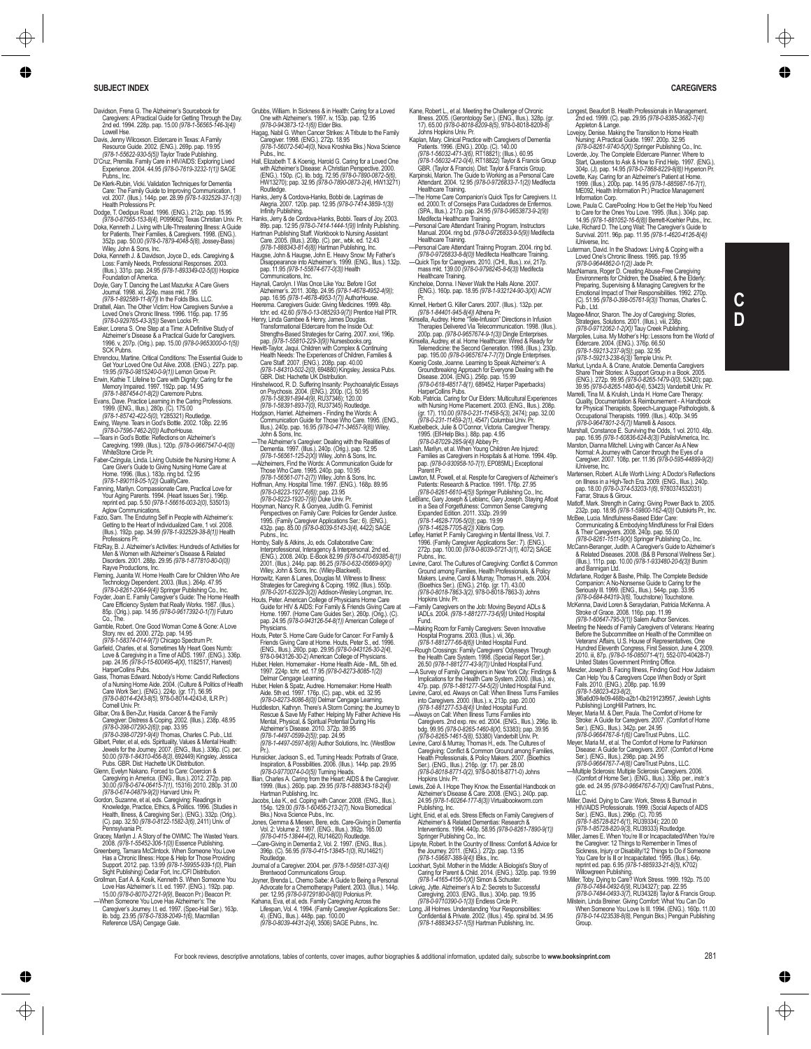Davidson, Frena G. The Alzheimer's Sourcebook for Caregivers: A Practical Guide for Getting Through the Day. 2nd ed. 1994. 228p. pap. 15.00 *(978-1-56565-146-3(4))* Lowell Hse.

Davis, Jenny Wilcoxson. Eldercare in Texas: A Family Resource Guide. 2002. (ENG.). 269p. pap. 19.95 *(978-1-55622-930-5(5))* Taylor Trade Publishing.

D'Cruz, Premilla. Family Care in HIV/AIDS: Exploring Lived Experience. 2004. 44.95 *(978-0-7619-3232-1(1))* SAGE Pubns., Inc.

De Klerk-Rubin, Vicki. Validation Techniques for Dementia Care: The Family Guide to Improving Communication, 1 vol. 2007. (Illus.). 144p. pet. 28.99 *(978-1-932529-37-1(3))* Health Professions Pr.

Dodge, T. Oedipus Road. 1996. (ENG.). 212p. pap. 15.95 *(978-0-87565-153-8(4),* P099662) Texas Christian Univ. Pr.

Doka, Kenneth J. Living with Life-Threatening Illness: A Guide for Patients, Their Families, & Caregivers. 1998. (ENG.). 352p. pap. 50.00 *(978-0-7879-4048-5(8),* Jossey-Bass) Wiley, John & Sons, Inc.

Doka, Kenneth J. & Davidson, Joyce D., eds. Caregiving & Loss: Family Needs, Professional Responses. 2003. (Illus.). 331p. pap. 24.95 *(978-1-893349-02-5(0))* Hospice Foundation of America.

Doyle, Gary T. Dancing the Last Mazurka: A Care Givers Journal. 1998. xii, 224p. mass mkt. 7.95 *(978-1-892589-11-8(7))* In the Folds Bks. LLC.

Drattell, Alan. The Other Victim: How Caregivers Survive a Loved One's Chronic Illness. 1996. 116p. pap. 17.95 *(978-0-929765-43-5(5))* Seven Locks Pr.

Eaker, Lorena S. One Step at a Time: A Definitive Study of Alzheimer's Disease & a Practical Guide for Caregivers. 1996. v, 207p. (Orig.). pap. 15.00 *(978-0-9653000-0-1(5))* SCK Pubns.

Ehrenclou, Martine. Critical Conditions: The Essential Guide to Get Your Loved One Out Alive. 2008. (ENG.). 227p. pap. 19.95 *(978-0-9815240-0-9(1))* Lemon Grove Pr.

Erwin, Kathie T. Lifeline to Care with Dignity: Caring for the Memory Impaired. 1997. 192p. pap. 14.95 *(978-1-887454-01-8(2))* Caremore Pubns.

Evans, Dave. Practice Learning in the Caring Professions. 1999. (ENG., Illus.). 280p. (C). 175.00 *(978-1-85742-422-5(0),* Y285321) Routledge.

Ewing, Wayne. Tears in God's Bottle. 2002. 108p. 22.95 *(978-0-7596-7462-2(0))* AuthorHouse.

—Tears in God's Bottle: Reflections on Alzheimer's Caregiving. 1999. (Illus.). 120p. *(978-0-9667547-0-4(0))* WhiteStone Circle Pr.

Faber-Czingula, Linda. Living Outside the Nursing Home: A Care Giver's Guide to Giving Nursing Home Care at Home. 1996. (Illus.). 183p. ring bd. 12.95 *(978-1-890118-05-1(2))* QualityCare.

Fanning, Marilyn. Compassionate Care, Practical Love for Your Aging Parents. 1994. (Heart Issues Ser.). 196p. reprint ed. pap. 5.50 *(978-1-56616-003-2(0),* 535013) Aglow Communications.

Fazio, Sam. The Enduring Self in People with Alzheimer's: Getting to the Heart of Individualized Care, 1 vol. 2008. (Illus.). 192p. pap. 34.99 *(978-1-932529-38-8(1))* Health Professions Pr.

FitzRay, B. J. Alzheimer's Activities: Hundreds of Activities for Men & Women with Alzheimer's Disease & Related Disorders. 2001. 288p. 29.95 *(978-1-877810-80-0(0))* Rayve Productions, Inc.

Fleming, Juanita W. Home Health Care for Children Who Are Technology Dependent. 2003. (Illus.). 264p. 47.95 *(978-0-8261-2064-9(4))* Springer Publishing Co., Inc.

Foyder, Joan E. Family Caregiver's Guide: The Home Health Care Efficiency System that Really Works. 1987. (Illus.). 85p. (Orig.). pap. 14.95 *(978-0-9617392-0-1(7))* Futuro Co., The.

Gamble, Robert. One Good Woman Come & Gone: A Love Story. rev. ed. 2000. 272p. pap. 14.95 *(978-1-58374-014-9(7))* Chicago Spectrum Pr.

Garfield, Charles, et al. Sometimes My Heart Goes Numb: Love & Caregiving in a Time of AIDS. 1997. (ENG.). 336p. pap. 24.95 *(978-0-15-600495-4(X),* 1182517, Harvest) HarperCollins Pubs.

Gass, Thomas Edward. Nobody's Home: Candid Reflections of a Nursing Home Aide. 2004. (Culture & Politics of Health Care Work Ser.). (ENG.). 224p. (gr. 17). 56.95 *(978-0-8014-4243-8(5),* 978-0-8014-4243-8, ILR Pr.) Cornell Univ. Pr.

Gilbar, Ora & Ben-Zur, Hasida. Cancer & the Family Caregiver: Distress & Coping. 2002. (Illus.). 238p. 48.95 *(978-0-398-07290-2(6));* pap. 33.95 *(978-0-398-07291-9(4))* Thomas, Charles C. Pub., Ltd.

Gilbert, Peter, et al, eds. Spirituality, Values & Mental Health: Jewels for the Journey. 2007. (ENG., Illus.). 336p. (C). per. 50.00 *(978-1-84310-456-8(3),* 692449) Kingsley, Jessica Pubs. GBR. Dist: Hachette UK Distribution.

Glenn, Evelyn Nakano. Forced to Care: Coercion & Caregiving in America. (ENG., Illus.). 2012. 272p. pap. 30.00 *(978-0-674-06415-7(1),* 15316) 2010. 280p. 31.00 *(978-0-674-04879-9(2))* Harvard Univ. Pr.

Gordon, Suzanne, et al, eds. Caregiving: Readings in Knowledge, Practice, Ethics, & Politics. 1996. (Studies in Health, Illness, & Caregiving Ser.). (ENG.). 332p. (Orig.). (C). pap. 32.50 *(978-0-8122-1582-3(6),* 2411) Univ. of Pennsylvania Pr.

Gracey, Marilyn J. A Story of the OWMC: The Wasted Years. 2008. *(978-1-55452-306-1(0))* Essence Publishing.

Greenberg, Tamara McClintock. When Someone You Love Has a Chronic Illness: Hope & Help for Those Providing Support. 2012. pap. 13.99 *(978-1-59955-939-1(0),* Plain Sight Publishing) Cedar Fort, Inc./CFI Distribution.

Grollman, Earl A. & Kosik, Kenneth S. When Someone You Love Has Alzheimer's. l.t. ed. 1997. (ENG.). 192p. pap. 15.00 *(978-0-8070-2721-9(9),* Beacon Pr.) Beacon Pr.

—When Someone You Love Has Alzheimer's: The Caregiver's Journey. l.t. ed. 1997. (Spec-Hall Ser.). 163p. lib. bdg. 23.95 *(978-0-7838-2049-1(6),* Macmillan Reference USA) Cengage Gale.

Grubbs, William. In Sickness & in Health: Caring for a Loved One with Alzheimer's. 1997. iv, 153p. pap. 12.95 *(978-0-943873-12-1(6))* Elder Bks.

Hagag, Nabil G. When Cancer Strikes: A Tribute to the Family Caregiver. 1998. (ENG.). 272p. 18.95 *(978-1-56072-540-4(0),* Nova Kroshka Bks.) Nova Science Pubs., Inc.

Hall, Elizabeth T. & Koenig, Harold G. Caring for a Loved One with Alzheimer's Disease: A Christian Perspective. 2000. (ENG.). 150p. (C). lib. bdg. 72.95 *(978-0-7890-0872-5(6),* HW13270); pap. 32.95 *(978-0-7890-0873-2(4),* HW13271) Routledge.

Hanks, Jerry & Cordova-Hanks, Bobbi de. Lagrimas de Alegria. 2007. 120p. pap. 12.95 *(978-0-7414-3859-1(3))* Infinity Publishing.

Hanks, Jerry & de Cordova-Hanks, Bobbi. Tears of Joy. 2003. 89p. pap. 12.95 *(978-0-7414-1444-1(9))* Infinity Publishing.

Hartman Publishing Staff. Workbook to Nursing Assistant Care. 2005. (Illus.). 208p. (C). per., wbk. ed. 12.43 *(978-1-888343-81-6(8))* Hartman Publishing, Inc.

Hauge, John & Haugse, John E. Heavy Snow: My Father's Disappearance into Alzheimer's. 1999. (ENG., Illus.). 132p. pap. 11.95 *(978-1-55874-677-0(3))* Health Communications, Inc.

Haynali, Carolyn. I Was Once Like You: Before I Got Alzheimer's. 2011. 308p. 24.95 *(978-1-4678-4952-4(9));* pap. 16.95 *(978-1-4678-4953-1(7))* AuthorHouse.

Heerema. Caregivers Guide: Giving Medicines. 1999. 48p. tchr. ed. 42.60 *(978-0-13-085293-9(7))* Prentice Hall PTR.

Henry, Linda Gambee & Henry, James Douglas. Transformational Eldercare from the Inside Out: Strengths-Based Strategies for Caring. 2007. xxvi, 196p. pap. *(978-1-55810-229-3(9))* Nursesbooks.org.

Hewitt-Taylor, Jaqui. Children with Complex & Continuing Health Needs: The Experiences of Children, Families & Care Staff. 2007. (ENG.). 208p. pap. 40.00 *(978-1-84310-502-2(0),* 694880) Kingsley, Jessica Pubs. GBR. Dist: Hachette UK Distribution.

Hinshelwood, R. D. Suffering Insanity: Psychoanalytic Essays on Psychosis. 2004. (ENG.). 200p. (C). 50.95 *(978-1-58391-894-4(9),* RU37346); 120.00 *(978-1-58391-893-7(0),* RU37345) Routledge.

Hodgson, Harriet. Alzheimers - Finding the Words: A Communication Guide for Those Who Care. 1995. (ENG., Illus.). 240p. pap. 16.95 *(978-0-471-34657-9(8))* Wiley, John & Sons, Inc.

—The Alzheimer's Caregiver: Dealing with the Realities of Dementia. 1997. (Illus.). 240p. (Orig.). pap. 12.95 *(978-1-56561-125-2(X))* Wiley, John & Sons, Inc.

—Alzheimers, Find the Words: A Communication Guide for Those Who Care. 1995. 240p. pap. 10.95 *(978-1-56561-071-2(7))* Wiley, John & Sons, Inc.

Hoffman, Amy. Hospital Time. 1997. (ENG.). 168p. 89.95 *(978-0-8223-1927-6(6));* pap. 23.95 *(978-0-8223-1920-7(9))* Duke Univ. Pr.

Hooyman, Nancy R. & Gonyea, Judith G. Feminist Perspectives on Family Care: Policies for Gender Justice. 1995. (Family Caregiver Applications Ser.: 6). (ENG.). 432p. pap. 85.00 *(978-0-8039-5143-3(4),* 4422) SAGE Pubns., Inc.

Hornby, Sally & Atkins, Jo, eds. Collaborative Care: Interprofessional, Interagency & Interpersonal. 2nd ed. (ENG.). 2008. 240p. E-Book 82.99 *(978-0-470-69385-8(1))* 2001. (Illus.). 244p. pap. 86.25 *(978-0-632-05669-9(X))* Wiley, John & Sons, Inc. (Wiley-Blackwell).

Horowitz, Karen & Lanes, Douglas M. Witness to Illness: Strategies for Caregiving & Coping. 1992. (Illus.). 550p. *(978-0-201-63229-3(2))* Addison-Wesley Longman, Inc.

Houts, Peter. American College of Physicians Home Care Guide for HIV & AIDS: For Family & Friends Giving Care at Home. 1997. (Home Care Guides Ser.). 260p. (Orig.). (C). pap. 24.95 *(978-0-943126-54-8(1))* American College of Physicians.

Houts, Peter S. Home Care Guide for Cancer: For Family & Friends Giving Care at Home. Houts, Peter S., ed. 1996. (ENG., Illus.). 260p. pap. 29.95 *(978-0-943126-30-2(4),* 978-0-943126-30-2) American College of Physicians.

Huber, Helen. Homemaker - Home Health Aide - IML. 5th ed. 1997. 224p. tchr. ed. 17.95 *(978-0-8273-8085-1(2))* Delmar Cengage Learning.

Huber, Helen & Spatz, Audree. Homemaker: Home Health Aide. 5th ed. 1997. 176p. (C). pap., wbk. ed. 32.95 *(978-0-8273-8086-8(0))* Delmar Cengage Learning.

Huddleston, Kathryn. There's A Storm Coming: the Journey to Rescue & Save My Father: Helping My Father Achieve His Mental, Physical, & Spiritual Potential During His Alzheimer's Disease. 2010. 372p. 39.95 *(978-1-4497-0599-2(5));* pap. 24.95 *(978-1-4497-0597-8(9))* Author Solutions, Inc. (WestBow Pr.).

Hunsicker, Jackson S., ed. Turning Heads: Portraits of Grace, Inspiration, & Possibilities. 2006. (Illus.). 144p. pap. 29.95 *(978-0-9770074-0-0(5))* Turning Heads.

Illian, Charles A. Caring from the Heart: AIDS & the Caregiver. 1999. (Illus.). 260p. pap. 29.95 *(978-1-888343-18-2(4))* Hartman Publishing, Inc.

Jacobs, Lea K., ed. Coping with Cancer. 2008. (ENG., Illus.). 154p. 129.00 *(978-1-60456-213-2(7),* Nova Biomedical Bks.) Nova Science Pubs., Inc.

Jones, Gemma & Miesen, Bere, eds. Care-Giving in Dementia Vol. 2: Volume 2. 1997. (ENG., Illus.). 392p. 165.00 *(978-0-415-13844-4(2),* RU14620) Routledge.

—Care-Giving in Dementia 2, Vol. 2. 1997. (ENG., Illus.). 396p. (C). 56.95 *(978-0-415-13845-1(0),* RU14621) Routledge.

Journal of a Caregiver. 2004. per. *(978-1-59581-037-3(4))* Brentwood Communications Group.

Joyner, Brenda L. Chemo Sabe: A Guide to Being a Personal Advocate for a Chemotherapy Patient. 2003. (Illus.). 144p. per. 12.95 *(978-0-9729180-0-8(0))* Polonius Pr.

Kahana, Eva, et al, eds. Family Caregiving Across the Lifespan, Vol. 4. 1994. (Family Caregiver Applications Ser.: 4). (ENG., Illus.). 448p. pap. 100.00 *(978-0-8039-4431-2(4),* 3506) SAGE Pubns., Inc.

Kane, Robert L., et al. Meeting the Challenge of Chronic Illness. 2005. (Gerontology Ser.). (ENG., Illus.). 328p. (gr. 17). 65.00 *(978-0-8018-8209-8(5),* 978-0-8018-8209-8) Johns Hopkins Univ. Pr.

Kaplan, Mary. Clinical Practice with Caregivers of Dementia Patients. 1996. (ENG.). 200p. (C). 140.00 *(978-1-56032-471-3(6),* RT18821); (Illus.). 60.95 *(978-1-56032-472-0(4),* RT18822) Taylor & Francis Group GBR. (Taylor & Francis). Dist: Taylor & Francis Group.

Karpinski, Marion. The Guide to Working as a Personal Care Attendant. 2004. 12.95 *(978-0-9726833-7-1(2))* Medifecta Healthcare Training.

—The Home Care Companion's Quick Tips for Caregivers. l.t. ed. 2000.Tr. of Consejos Para Cuidadores de Enfermos. (SPA., Illus.). 217p. pap. 24.95 *(978-0-9653873-9-2(9))* Medifecta Healthcare Training.

—Personal Care Attendant Training Program, Instructors Manual. 2004. ring bd. *(978-0-9726833-9-5(9))* Medifecta Healthcare Training.

—Personal Care Attendant Training Program. 2004. ring bd. *(978-0-9726833-8-8(0))* Medifecta Healthcare Training.

—Quick Tips for Caregivers. 2010. (CHI., Illus.). xvi, 217p. mass mkt. 139.00 *(978-0-9798245-8-6(3))* Medifecta Healthcare Training.

Kincheloe, Donna. I Never Walk the Halls Alone. 2007. (ENG.). 160p. pap. 18.95 *(978-1-932124-90-3(X))* ACW Pr.

Kinnell, Herbert G. Killer Carers. 2007. (Illus.). 132p. per. *(978-1-84401-945-8(4))* Athena Pr.

Kinsella, Audrey. Home "Tele-Infusion" Directions in Infusion Therapies Delivered Via Telecommunication. 1998. (Illus.). 200p. pap. *(978-0-9657674-9-1(3))* Dingle Enterprises.

Kinsella, Audrey, et al. Home Healthcare: Wired & Ready for Telemedicine: the Second Generation. 1998. (Illus.). 230p. pap. 195.00 *(978-0-9657674-7-7(7))* Dingle Enterprises.

Koenig Coste, Joanne. Learning to Speak Alzheimer's: A Groundbreaking Approach for Everyone Dealing with the Disease. 2004. (ENG.). 256p. pap. 15.99 *(978-0-618-48517-8(1),* 689452, Harper Paperbacks) HarperCollins Pubs.

Kolb, Patricia. Caring for Our Elders: Multicultural Experiences with Nursing Home Placement. 2003. (ENG., Illus.). 208p. (gr. 17). 110.00 *(978-0-231-11458-5(3),* 2474); pap. 32.00 *(978-0-231-11459-2(1),* 4547) Columbia Univ. Pr.

Kuebelbeck, Julie & O'Connor, Victoria. Caregiver Therapy. 1995. (Elf-Help Bks.). 88p. pap. 4.95 *(978-0-87029-285-9(4))* Abbey Pr.

Lash, Marilyn, et al. When Young Children Are Injured: Families as Caregivers in Hospitals & at Home. 1994. 49p. pap. *(978-0-930958-10-7(1),* EP085ML) Exceptional Parent Pr.

Lawton, M. Powell, et al. Respite for Caregivers of Alzheimer's Patients: Research & Practice. 1991. 176p. 27.95 *(978-0-8261-6610-4(5))* Springer Publishing Co., Inc.

LeBlanc, Gary Joseph & Leblanc, Gary Joseph. Staying Afloat in a Sea of Forgetfulness: Common Sense Caregiving Expanded Edition. 2011. 332p. 29.99 *(978-1-4628-7706-5(0));* pap. 19.99 *(978-1-4628-7705-8(2))* Xlibris Corp.

Lefley, Harriet P. Family Caregiving in Mental Illness, Vol. 7. 1996. (Family Caregiver Applications Ser.: 7). (ENG.). 272p. pap. 100.00 *(978-0-8039-5721-3(1),* 4072) SAGE Pubns., Inc.

Levine, Carol. The Cultures of Caregiving: Conflict & Common Ground among Families, Health Professionals, & Policy Makers. Levine, Carol & Murray, Thomas H., eds. 2004. (Bioethics Ser.). (ENG.). 216p. (gr. 17). 43.00 *(978-0-8018-7863-3(2),* 978-0-8018-7863-3) Johns Hopkins Univ. Pr.

—Family Caregivers on the Job: Moving Beyond ADLs & IADLs. 2004. *(978-1-881277-73-6(9))* United Hospital Fund.

—Making Room for Family Caregivers: Seven Innovative Hospital Programs. 2003. (Illus.). vii, 36p. *(978-1-881277-66-8(6))* United Hospital Fund.

—Rough Crossings: Family Caregivers' Odysseys Through the Health Care System. 1998. (Special Report Ser.). 26.50 *(978-1-881277-43-9(7))* United Hospital Fund.

—A Survey of Family Caregivers in New York City: Findings & Implications for the Health Care System. 2000. (Illus.). xiv, 47p. pap. *(978-1-881277-54-5(2))* United Hospital Fund.

Levine, Carol, ed. Always on Call: When Illness Turns Families into Caregivers. 2000. (Illus.). x, 213p. pap. 20.00 *(978-1-881277-53-8(4))* United Hospital Fund.

—Always on Call: When Illness Turns Families into Caregivers. 2nd exp., rev. ed. 2004. (ENG., Illus.). 296p. lib. bdg. 99.95 *(978-0-8265-1460-8(X),* 53383); pap. 39.95 *(978-0-8265-1461-5(8),* 53380) Vanderbilt Univ. Pr.

Levine, Carol & Murray, Thomas H., eds. The Cultures of Caregiving: Conflict & Common Ground among Families, Health Professionals, & Policy Makers. 2007. (Bioethics Ser.). (ENG.). 216p. (gr. 17). per. 24.95 *(978-0-8018-8771-0(2),* 978-0-8018-8771-0) Johns Hopkins Univ. Pr.

Lewis, Zoë A. I Hope They Know. the Essential Handbook on Alzheimer's Disease & Care. 2008. (ENG.). 240p. pap. 24.95 *(978-1-60264-177-8(3))* Virtualbookworm.com Publishing, Inc.

Light, Enid, et al, eds. Stress Effects on Family Caregivers of Alzheimer's & Related Dementias: Research & Interventions. 1994. 440p. 58.95 *(978-0-8261-7890-9(1))* Springer Publishing Co., Inc.

Lipsyte, Robert. In the Country of Illness: Comfort & Advice for the Journey. 2011. (ENG.). 272p. pap. 13.95 *(978-1-59687-388-9(4))* iBks., Inc.

Lockhart, Sybil. Mother in the Middle: A Biologist's Story of Caring for Parent & Child. 2014. (ENG.). 320p. pap. 19.99 *(978-1-4165-4156-1(X))* Simon & Schuster.

Lokvig, Jytte. Alzheimer's A to Z: Secrets to Successful Caregiving. 2003. (ENG., Illus.). 304p. pap. 19.95 *(978-0-9710390-0-3(3))* Endless Circle Pr.

Long, Jill Holmes. Understanding Your Responsibilities: Confidential & Private. 2002. (Illus.). 45p. spiral bd. 34.95 *(978-1-888343-57-1(5))* Hartman Publishing, Inc.

Longest, Beaufort B. Health Professionals in Management. 2nd ed. 1999. (C). pap. 29.95 *(978-0-8385-3682-7(4))* Appleton & Lange.

Lovejoy, Denise. Making the Transition to Home Health Nursing: A Practical Guide. 1997. 200p. 32.95 *(978-0-8261-9740-5(X))* Springer Publishing Co., Inc.

Loverde, Joy. The Complete Eldercare Planner: Where to Start, Questions to Ask & How to Find Help. 1997. (ENG.). 304p. (J). pap. 14.95 *(978-0-7868-8229-8(8))* Hyperion Pr.

Lovette, Kay. Caring for an Alzheimer's Patient at Home. 1999. (Illus.). 200p. pap. 14.95 *(978-1-885987-16-7(1),* ME092, Health Information Pr.) Practice Management Information Corp.

Lowe, Paula C. CarePooling: How to Get the Help You Need to Care for the Ones You Love. 1995. (Illus.). 304p. pap. 14.95 *(978-1-881052-16-6(8))* Berrett-Koehler Pubs., Inc.

Luke, Richard D. The Long Wait: The Caregiver's Guide to Survival. 2011. 96p. pap. 11.95 *(978-1-4620-4126-8(4))* iUniverse, Inc.

Luterman, David. In the Shadows: Living & Coping with a Loved One's Chronic Illness. 1995. pap. 19.95 *(978-0-9644862-0-1(2))* Jade Pr.

MacNamara, Roger D. Creating Abuse-Free Caregiving Environments for Children, the Disabled, & the Elderly: Preparing, Supervising & Managing Caregivers for the Emotional Impact of Their Responsibilities. 1992. 270p. (C). 51.95 *(978-0-398-05761-9(3))* Thomas, Charles C. Pub., Ltd.

Magee-Minor, Sharon. The Joy of Caregiving: Stories, Strategies, Solutions. 2001. (Illus.). viii, 236p. *(978-0-9712062-1-2(X))* Tauy Creek Publishing.

Margolies, Luisa. My Mother's Hip: Lessons from the World of Eldercare. 2004. (ENG.). 376p. 66.50 *(978-1-59213-237-9(5));* pap. 32.95 *(978-1-59213-238-6(3))* Temple Univ. Pr.

Markut, Lynda A. & Crane, Anatole. Dementia Caregivers Share Their Stories: A Support Group in a Book. 2005. (ENG.). 272p. 99.95 *(978-0-8265-1479-0(0),* 53420); pap. 39.95 *(978-0-8265-1480-6(4),* 53423) Vanderbilt Univ. Pr.

Marrelli, Tina M. & Krulish, Linda H. Home Care Therapy: Quality, Documentation & Reimbursement - A Handbook for Physical Therapists, Speech-Language Pathologists, & Occupational Therapists. 1999. (Illus.). 400p. 34.95 *(978-0-9647801-2-5(7))* Marrelli & Assocs.

Marshall, Constance E. Surviving the Odds, 1 vol. 2010. 48p. pap. 16.95 *(978-1-60836-624-8(3))* PublishAmerica, Inc.

Marston, Dianna Mitchell. Living with Cancer As A New Normal: A Journey with Cancer through the Eyes of a Caregiver. 2007. 108p. per. 11.95 *(978-0-595-44899-9(2))* iUniverse, Inc.

Martensen, Robert. A Life Worth Living: A Doctor's Reflections on Illness in a High-Tech Era. 2009. (ENG., Illus.). 240p. pap. 18.00 *(978-0-374-53203-1(6),* 9780374532031) Farrar, Straus & Giroux.

Matloff, Mark. Strength in Caring: Giving Power Back to. 2005. 232p. pap. 18.95 *(978-1-59800-162-4(0))* Outskirts Pr., Inc.

McBee, Lucia. Mindfulness-Based Elder Care: Communicating & Embodying Mindfulness for Frail Elders & Their Caregivers. 2008. 240p. pap. 55.00 *(978-0-8261-1511-9(X))* Springer Publishing Co., Inc.

McCann-Beranger, Judith. A Caregiver's Guide to Alzheimer's & Related Diseases. 2008. (B& B Personal Wellness Ser.). (Illus.). 111p. pap. 10.00 *(978-1-933480-20-6(3))* Bunim and Bannigan Ltd.

Mcfarlane, Rodger & Bashe, Philip. The Complete Bedside Companion: A No-Nonsense Guide to Caring for the Seriously Ill. 1999. (ENG., Illus.). 544p. pap. 33.95 *(978-0-684-84319-3(6),* Touchstone) Touchstone.

McKenna, David Loren & Senyahanan, Patricia McKenna. A Stroke of Grace. 2008. 116p. pap. 11.99 *(978-1-60647-795-3(1))* Salem Author Services.

Meeting the Needs of Family Caregivers of Veterans: Hearing Before the Subcommittee on Health of the Committee on Veterans' Affairs, U.S. House of Representatives, One Hundred Eleventh Congress, First Session, June 4, 2009. 2010. ii, 87p. *(978-0-16-085071-4(1),* 552-070-40428-7) United States Government Printing Office.

Meszler, Joseph B. Facing Illness, Finding God: How Judaism Can Help You & Caregivers Cope When Body or Spirit Fails. 2010. (ENG.). 208p. pap. 16.99 *(978-1-58023-423-8(2),* 3f6a6d09-fe09-468b-a2b1-0b219123f957, Jewish Lights Publishing) LongHill Partners, Inc.

Meyer, Maria M. & Derr, Paula. The Comfort of Home for Stroke: A Guide for Caregivers. 2007. (Comfort of Home Ser.). (ENG., Illus.). 342p. per. 24.95 *(978-0-9664767-6-1(6))* CareTrust Pubns., LLC.

Meyer, Maria M., et al. The Comfort of Home for Parkinson Disease: A Guide for Caregivers. 2007. (Comfort of Home Ser.). (ENG., Illus.). 298p. pap. 24.95 *(978-0-9664767-7-4(8))* CareTrust Pubns., LLC.

—Multiple Sclerosis: Multiple Sclerosis Caregivers. 2006. (Comfort of Home Ser.). (ENG., Illus.). 336p. per., instr.'s gde. ed. 24.95 *(978-0-9664767-6-7(X))* CareTrust Pubns., LLC.

Miller, David. Dying to Care: Work, Stress & Burnout in HIV/AIDS Professionals. 1999. (Social Aspects of AIDS Ser.). (ENG., Illus.). 296p. (C). 70.95 *(978-1-85728-821-6(1),* RU39334); 220.00 *(978-1-85728-820-9(3),* RU39333) Routledge.

Miller, James E. When You're Ill or Incapacitated/When You're the Caregiver: 12 Things to Remember in Times of Sickness, Injury or Disability/12 Things to Do if Someone You Care for Is Ill or Incapacitated. 1995. (Illus.). 64p. reprint ed. pap. 6.95 *(978-1-885933-21-8(5),* K702) Willowgreen Publishing.

Miller, Toby. Dying to Care? Work Stress. 1999. 192p. 75.00 *(978-0-7484-0492-6(9),* RU34327); pap. 22.95 *(978-0-7484-0493-3(7),* RU34328) Taylor & Francis Group.

Milstein, Linda Breiner. Giving Comfort: What You Can Do When Someone You Love Is Ill. 1994. (ENG.). 160p. 11.00 *(978-0-14-023538-8(8),* Penguin Bks.) Penguin Publishing Group.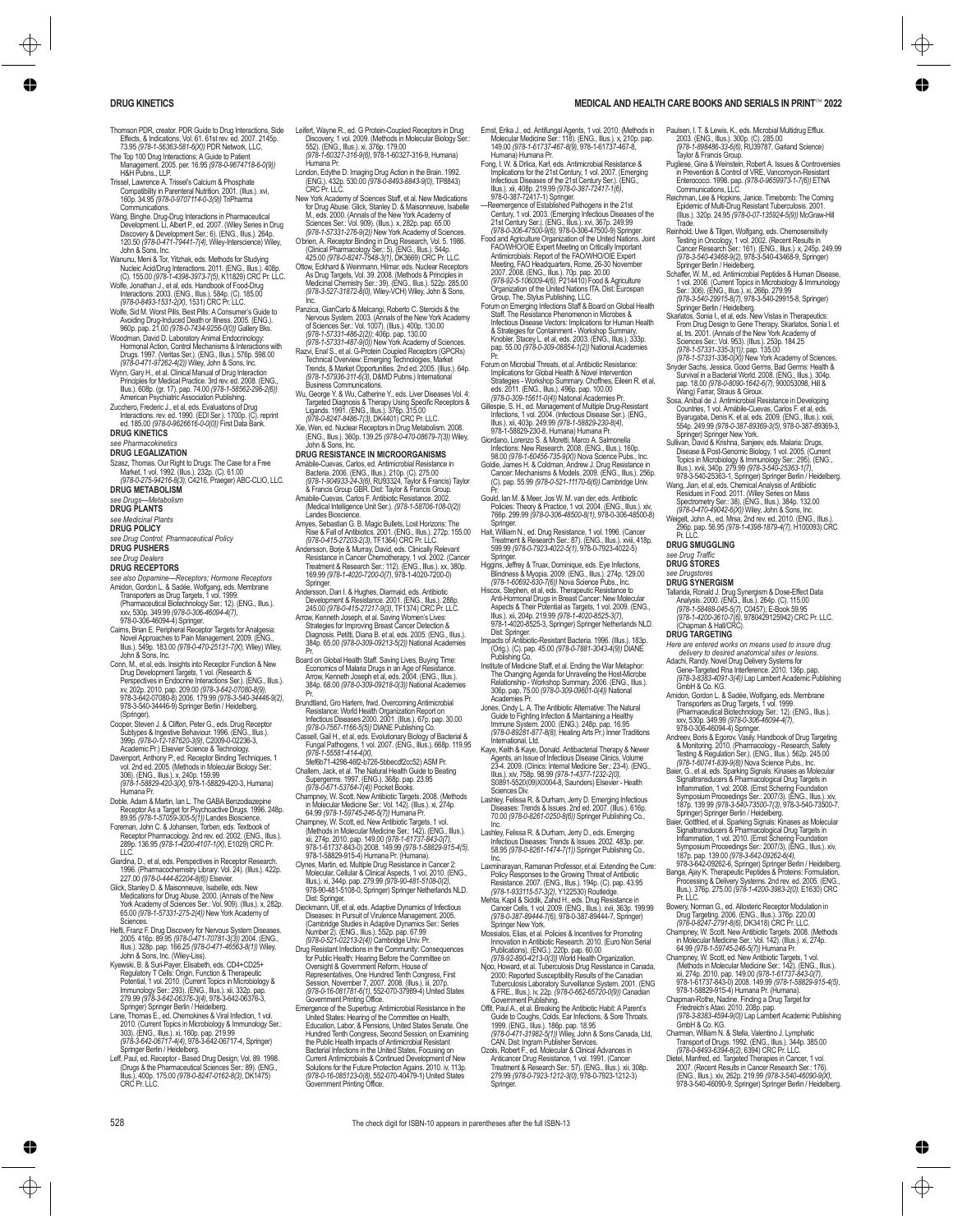Thomson PDR, creator. PDR Guide to Drug Interactions, Side Effects, & Indications, Vol. 61. 61st rev. ed. 2007. 2145p. 73.95 *(978-1-56363-581-6(X))* PDR Network, LLC.

The Top 100 Drug Interactions; A Guide to Patient Management. 2005. per. 16.95 *(978-0-9674718-6-0(9))* H&H Pubns., LLP.

Trissel, Lawrence A. Trissel's Calcium & Phosphate Compatibility in Parenteral Nutrition. 2001. (Illus.). xvi, 160p. 34.95 *(978-0-9707114-0-3(9))* TriPharma Communications.

Wang, Binghe. Drug-Drug Interactions in Pharmaceutical Development. Li, Albert P., ed. 2007. (Wiley Series in Drug Discovery & Development Ser.: 6). (ENG., Illus.). 264p. 120.50 *(978-0-471-79441-7(4))*, Wiley-Interscience) Wiley, John & Sons, Inc.

Wanunu, Meni & Tor, Yitzhak, eds. Methods for Studying Nucleic Acid/Drug Interactions. 2011. (ENG., Illus.). 408p. (C). 155.00 *(978-1-4398-3973-7(5))*, K11829) CRC Pr. LLC.

Wolfe, Jonathan J., et al, eds. Handbook of Food-Drug Interactions. 2003. (ENG., Illus.). 584p. (C). 185.00 *(978-0-8493-1531-2(X))*, 1531) CRC Pr. LLC.

Wolfe, Sid M. Worst Pills, Best Pills: A Consumer's Guide to Avoiding Drug-Induced Death or Illness. 2005. (ENG.). 960p. pap. 21.00 *(978-0-7434-9256-0(0))* Gallery Bks.

Woodman, David D. Laboratory Animal Endocrinology: Hormonal Action, Control Mechanisms & Interactions with Drugs. 1997. (Veritas Ser.). (ENG., Illus.). 576p. 598.00 *(978-0-471-97262-4(2))* Wiley, John & Sons, Inc.

Wynn, Gary H., et al. Clinical Manual of Drug Interaction Principles for Medical Practice. 3rd rev. ed. 2008. (ENG., Illus.). 608p. (gr. 17). pap. 74.00 *(978-1-58562-296-2(6))* American Psychiatric Association Publishing.

Zucchero, Frederic J., et al, eds. Evaluations of Drug Interactions. rev. ed. 1990. (EDI Ser.). 1700p. (C). reprint ed. 185.00 *(978-0-9626616-0-0(0))* First Data Bank.

**DRUG KINETICS**

*see Pharmacokinetics*

**DRUG LEGALIZATION**

Szasz, Thomas. Our Right to Drugs: The Case for a Free Market. 1 vol. 1992. (Illus.). 232p. (C). 61.00 *(978-0-275-94216-8(3))*, C4216, Praeger) ABC-CLIO, LLC.

**DRUG METABOLISM**

*see Drugs—Metabolism*

**DRUG PLANTS**

*see Medicinal Plants*

**DRUG POLICY**

*see Drug Control: Pharmaceutical Policy*

**DRUG PUSHERS**

*see Drug Dealers*

**DRUG RECEPTORS**

*see also Dopamine—Receptors; Hormone Receptors*

Amidon, Gordon L. & Sadée, Wolfgang, eds. Membrane Transporters as Drug Targets, 1 vol. 1999. (Pharmaceutical Biotechnology Ser.: 12). (ENG., Illus.). xxv, 530p. 349.99 *(978-0-306-46094-4(7))*, 978-0-306-46094-4) Springer.

Cairns, Brian E. Peripheral Receptor Targets for Analgesia: Novel Approaches to Pain Management. 2009. (ENG., Illus.). 549p. 183.00 *(978-0-470-25131-7(X))*, Wiley) Wiley, John & Sons, Inc.

Conn, M., et al, eds. Insights into Receptor Function & New Drug Development Targets, 1 vol. (Research & Perspectives in Endocrine Interactions Ser.). (ENG., Illus.). xv, 202p. 2010. pap. 209.00 *(978-3-642-07080-8(9))*, 978-3-642-07080-8) 2006. 179.99 *(978-3-540-34446-9(2))*, 978-3-540-34446-9) Springer Berlin / Heidelberg. (Springer).

Cooper, Steven J. & Clifton, Peter G., eds. Drug Receptor Subtypes & Ingestive Behaviour. 1996. (ENG., Illus.). 399p. *(978-0-12-187620-3(9))*, C2009-0-02236-3, Academic Pr.) Elsevier Science & Technology.

Davenport, Anthony P., ed. Receptor Binding Techniques, 1 vol. 2nd ed. 2005. (Methods in Molecular Biology Ser.: 306). (ENG., Illus.). x, 240p. 159.99 *(978-1-58829-420-3(X))*, 978-1-58829-420-3, Humana) Humana Pr.

Doble, Adam & Martin, Ian L. The GABA Benzodiazepine Receptor As a Target for Psychoactive Drugs. 1996. 248p. 89.95 *(978-1-57059-305-5(1))* Landes Bioscience.

Foreman, John C. & Johansen, Torben, eds. Textbook of Receptor Pharmacology. 2nd rev. ed. 2002. (ENG., Illus.). 289p. 136.95 *(978-1-4200-4107-1(X))*, E1029) CRC Pr. LLC.

Giardina, D., et al, eds. Perspectives in Receptor Research. 1996. (Pharmacochemistry Library: Vol. 24). (Illus.). 422p. 227.00 *(978-0-444-82204-8(6))* Elsevier.

Glick, Stanley D. & Maisonneuve, Isabelle, eds. New Medications for Drug Abuse. 2000. (Annals of the New York Academy of Sciences Ser.: Vol. 909). (Illus.). x, 282p. 65.00 *(978-1-57331-275-2(4))* New York Academy of Sciences.

Hefti, Franz F. Drug Discovery for Nervous System Diseases. 2005. 416p. 89.95 *(978-0-471-70781-3(3))* 2004. (ENG., Illus.). 328p. pap. 166.25 *(978-0-471-46563-8(1))* Wiley, John & Sons, Inc. (Wiley-Liss).

Kyewski, B. & Suri-Payer, Elisabeth, eds. CD4+CD25+ Regulatory T Cells: Origin, Function & Therapeutic Potential, 1 vol. 2010. (Current Topics in Microbiology & Immunology Ser.: 293). (ENG., Illus.). xi, 332p. pap. 279.99 *(978-3-642-06376-3(4))*, 978-3-642-06376-3, Springer) Springer Berlin / Heidelberg.

Lane, Thomas E., ed. Chemokines & Viral Infection, 1 vol. 2010. (Current Topics in Microbiology & Immunology Ser.: 303). (ENG., Illus.). xi, 160p. pap. 219.99 *(978-3-642-06717-4(4))*, 978-3-642-06717-4, Springer) Springer Berlin / Heidelberg.

Leff, Paul, ed. Receptor - Based Drug Design, Vol. 89. 1998. (Drugs & the Pharmaceutical Sciences Ser.: 89). (ENG., Illus.). 400p. 175.00 *(978-0-8247-0162-8(3))*, DK1475) CRC Pr. LLC.

Leifert, Wayne R., ed. G Protein-Coupled Receptors in Drug Discovery, 1 vol. 2009. (Methods in Molecular Biology Ser.: 552). (ENG., Illus.). xi, 376p. 179.00 *(978-1-60327-316-9(6))*, 978-1-60327-316-9, Humana) Humana Pr.

London, Edythe D. Imaging Drug Action in the Brain. 1992. (ENG.). 432p. 530.00 *(978-0-8493-8843-9(0))*, TP8843) CRC Pr. LLC.

New York Academy of Sciences Staff, et al. New Medications for Drug Abuse. Glick, Stanley D. & Maisonneuve, Isabelle M., eds. 2000. (Annals of the New York Academy of Sciences Ser.: Vol. 909). (Illus.). x, 282p. pap. 65.00 *(978-1-57331-276-9(2))* New York Academy of Sciences.

O'brien, A. Receptor Binding in Drug Research, Vol. 5. 1986. (Clinical Pharmacology Ser.: 5). (ENG., Illus.). 544p. 425.00 *(978-0-8247-7548-3(1))*, DK3669) CRC Pr. LLC.

Ottow, Eckhard & Weinmann, Hilmar, eds. Nuclear Receptors As Drug Targets, Vol. 39. 2008. (Methods & Principles in Medicinal Chemistry Ser.: 39). (ENG., Illus.). 522p. 285.00 *(978-3-527-31872-8(0))*, Wiley-VCH) Wiley, John & Sons, Inc.

Panzica, GianCarlo & Melcangi, Roberto C. Steroids & the Nervous System. 2003. (Annals of the New York Academy of Sciences Ser.: Vol. 1007). (Illus.). 400p. 130.00 *(978-1-57331-486-2(2))*; 406p. pap. 130.00 *(978-1-57331-487-9(0))* New York Academy of Sciences.

Razvi, Enal S., et al. G-Protein Coupled Receptors (GPCRs) Technical Overview: Emerging Technologies, Market Trends, & Market Opportunities. 2nd ed. 2005. (Illus.). 64p. *(978-1-57936-311-6(3))*, D&MD Pubns.) International Business Communications.

Wu, George Y. & Wu, Catherine Y., eds. Liver Diseases Vol. 4: Targeted Diagnosis & Therapy Using Specific Receptors & Ligands. 1991. (ENG., Illus.). 376p. 315.00 *(978-0-8247-8486-7(3))*, DK4401) CRC Pr. LLC.

Xie, Wen, ed. Nuclear Receptors in Drug Metabolism. 2008. (ENG., Illus.). 360p. 139.25 *(978-0-470-08679-7(3))* Wiley, John & Sons, Inc.

**DRUG RESISTANCE IN MICROORGANISMS**

Amábile-Cuevas, Carlos, ed. Antimicrobial Resistance in Bacteria. 2006. (ENG., Illus.). 210p. (C). 275.00 *(978-1-904933-24-3(6))*, RU93324, Taylor & Francis) Taylor & Francis Group GBR. Dist: Taylor & Francis Group.

Amabile-Cuevas, Carlos F. Antibiotic Resistance. 2002. (Medical Intelligence Unit Ser.). *(978-1-58706-108-0(2))* Landes Bioscience.

Amyes, Sebastian G. B. Magic Bullets, Lost Horizons: The Rise & Fall of Antibiotics. 2001. (ENG., Illus.). 272p. 155.00 *(978-0-415-27203-2(3))*, TF1364) CRC Pr. LLC.

Andersson, Borje & Murray, David, eds. Clinically Relevant Resistance in Cancer Chemotherapy, 1 vol. 2002. (Cancer Treatment & Research Ser.: 112). (ENG., Illus.). xx, 380p. 169.99 *(978-1-4020-7200-0(7))*, 978-1-4020-7200-0) Springer.

Andersson, Dan I. & Hughes, Diarmaid, eds. Antibiotic Development & Resistance. 2001. (ENG., Illus.). 288p. 245.00 *(978-0-415-27217-9(3))*, TF1374) CRC Pr. LLC.

Arrow, Kenneth Joseph, et al. Saving Women's Lives: Strategies for Improving Breast Cancer Detection & Diagnosis. Petitti, Diana B. et al, eds. 2005. (ENG., Illus.). 384p. 65.00 *(978-0-309-09213-5(2))* National Academies Pr.

Board on Global Health Staff. Saving Lives, Buying Time: Economics of Malaria Drugs in an Age of Resistance. Arrow, Kenneth Joseph et al, eds. 2004. (ENG., Illus.). 384p. 68.00 *(978-0-309-09218-0(3))* National Academies Pr.

Brundtland, Gro Harlem, fwd. Overcoming Antimicrobial Resistance: World Health Organization Report on Infectious Diseases 2000. 2001. (Illus.). 67p. pap. 30.00 *(978-0-7567-1166-5(5))* DIANE Publishing Co.

Cassell, Gail H., et al, eds. Evolutionary Biology of Bacterial & Fungal Pathogens, 1 vol. 2007. (ENG., Illus.). 668p. 119.95 *(978-1-55581-414-4(X))*, 5fef6b71-4298-46f2-b726-5bbecdf2cc52) ASM Pr.

Challem, Jack, et al. The Natural Health Guide to Beating Supergerms. 1997. (ENG.). 368p. pap. 23.95 *(978-0-671-53764-7(4))* Pocket Books.

Champney, W. Scott. New Antibiotic Targets. 2008. (Methods in Molecular Medicine Ser.: Vol. 142). (Illus.). x, 274p. 64.99 *(978-1-59745-246-5(7))* Humana Pr.

Champney, W. Scott, ed. New Antibiotic Targets, 1 vol. (Methods in Molecular Medicine Ser.: 142). (ENG., Illus.). xii, 274p. 2010. pap. 149.00 *(978-1-61737-843-0(7))*, 978-1-61737-843-0) 2008. 149.99 *(978-1-58829-915-4(5))*, 978-1-58829-915-4) Humana Pr. (Humana).

Clynes, Martin, ed. Multiple Drug Resistance in Cancer 2: Molecular, Cellular & Clinical Aspects, 1 vol. 2010. (ENG., Illus.). xi, 344p. pap. 279.99 *(978-90-481-5108-0(2))*, 978-90-481-5108-0, Springer) Springer Netherlands NLD. Dist: Springer.

Dieckmann, Ulf, et al, eds. Adaptive Dynamics of Infectious Diseases: In Pursuit of Virulence Management. 2005. (Cambridge Studies in Adaptive Dynamics Ser.: Series Number 2). (ENG., Illus.). 552p. pap. 67.99 *(978-0-521-02213-2(4))* Cambridge Univ. Pr.

Drug Resistant Infections in the Community: Consequences for Public Health: Hearing Before the Committee on Oversight & Government Reform, House of Representatives, One Hundred Tenth Congress, First Session, November 7, 2007. 2008. (Illus.). iii, 207p. *(978-0-16-081781-6(1))*, 552-070-37989-4) United States Government Printing Office.

Emergence of the Superbug: Antimicrobial Resistance in the United States: Hearing of the Committee on Health, Education, Labor, & Pensions, United States Senate, One Hundred Tenth Congress, Second Session, on Examining the Public Health Impacts of Antimicrobial Resistant Bacterial Infections in the United States, Focusing on Current Antimicrobials & Continued Development of New Solutions for the Future Protection Agains. 2010. iv, 113p. *(978-0-16-085123-0(8))*, 552-070-40479-1) United States Government Printing Office.

Ernst, Erika J., ed. Antifungal Agents, 1 vol. 2010. (Methods in Molecular Medicine Ser.: 118). (ENG., Illus.). x, 210p. pap. 149.00 *(978-1-61737-467-8(9))*, 978-1-61737-467-8, Humana) Humana Pr.

Fong, I. W. & Drlica, Karl, eds. Antimicrobial Resistance & Implications for the 21st Century, 1 vol. 2007. (Emerging Infectious Diseases of the 21st Century Ser.). (ENG., Illus.). xii, 408p. 219.99 *(978-0-387-72417-1(6))*, 978-0-387-72417-1) Springer.

—Reemergence of Established Pathogens in the 21st Century, 1 vol. 2003. (Emerging Infectious Diseases of the 21st Century Ser.). (ENG., Illus.). xvi, 367p. 249.99 *(978-0-306-47500-9(6))*, 978-0-306-47500-9) Springer.

Food and Agriculture Organization of the United Nations. Joint FAO/WHO/OIE Expert Meeting on Critically Important Antimicrobials: Report of the FAO/WHO/OIE Expert Meeting, FAO Headquarters, Rome, 26-30 November 2007. 2008. (ENG., Illus.). 70p. pap. 20.00 *(978-92-5-106009-4(6))*, P214410) Food & Agriculture Organization of the United Nations ITA. Dist: Eurospan Group, The, Stylus Publishing, LLC.

Forum on Emerging Infections Staff & Board on Global Health Staff. The Resistance Phenomenon in Microbes & Infectious Disease Vectors: Implications for Human Health & Strategies for Containment - Workshop Summary. Knobler, Stacey L. et al, eds. 2003. (ENG., Illus.). 333p. pap. 55.00 *(978-0-309-08854-1(2))* National Academies Pr.

Forum on Microbial Threats, et al. Antibiotic Resistance: Implications for Global Health & Novel Intervention Strategies - Workshop Summary. Choffnes, Eileen R. et al, eds. 2011. (ENG., Illus.). 496p. pap. 100.00 *(978-0-309-15611-0(4))* National Academies Pr.

Gillespie, S. H., ed. Management of Multiple Drug-Resistant Infections, 1 vol. 2004. (Infectious Disease Ser.). (ENG., Illus.). xii, 403p. 249.99 *(978-1-58829-230-8(4))*, 978-1-58829-230-8, Humana) Humana Pr.

Giordano, Lorenzo S. & Moretti, Marco A. Salmonella Infections: New Research. 2008. (ENG., Illus.). 160p. 98.00 *(978-1-60456-735-9(X))* Nova Science Pubs., Inc.

Goldie, James H. & Coldman, Andrew J. Drug Resistance in Cancer: Mechanisms & Models. 2009. (ENG., Illus.). 256p. (C). pap. 55.99 *(978-0-521-11170-6(6))* Cambridge Univ. Pr.

Gould, Ian M. & Meer, Jos W. M. van der, eds. Antibiotic Policies: Theory & Practice, 1 vol. 2004. (ENG., Illus.). xiv, 766p. 299.99 *(978-0-306-48500-8(1))*, 978-0-306-48500-8) Springer.

Hait, William N., ed. Drug Resistance, 1 vol. 1996. (Cancer Treatment & Research Ser.: 87). (ENG., Illus.). xviii, 418p. 599.99 *(978-0-7923-4022-5(1))*, 978-0-7923-4022-5) Springer.

Higgins, Jeffrey & Truax, Dominique, eds. Eye Infections, Blindness & Myopia. 2009. (ENG., Illus.). 274p. 129.00 *(978-1-60692-630-7(6))* Nova Science Pubs., Inc.

Hiscox, Stephen, et al, eds. Therapeutic Resistance to Anti-Hormonal Drugs in Breast Cancer: New Molecular Aspects & Their Potential as Targets, 1 vol. 2009. (ENG., Illus.). xi, 204p. 219.99 *(978-1-4020-8525-3(7))*, 978-1-4020-8525-3, Springer) Springer Netherlands NLD. Dist: Springer.

Impacts of Antibiotic-Resistant Bacteria. 1996. (Illus.). 183p. (Orig.). (C). pap. 45.00 *(978-0-7881-3043-4(9))* DIANE Publishing Co.

Institute of Medicine Staff, et al. Ending the War Metaphor: The Changing Agenda for Unraveling the Host-Microbe Relationship - Workshop Summary. 2006. (ENG., Illus.). 306p. pap. 75.00 *(978-0-309-09601-0(4))* National Academies Pr.

Jones, Cindy L. A. The Antibiotic Alternative: The Natural Guide to Fighting Infection & Maintaining a Healthy Immune System. 2000. (ENG.). 248p. pap. 16.95 *(978-0-89281-877-8(8))*, Healing Arts Pr.) Inner Traditions International, Ltd.

Kaye, Keith & Kaye, Donald. Antibacterial Therapy & Newer Agents, an Issue of Infectious Disease Clinics, Volume 23-4. 2009. (Clinics: Internal Medicine Ser.: 23-4). (ENG., Illus.). xiv, 758p. 98.99 *(978-1-4377-1232-2(0))*, S0891-5520(09)X0004-8, Saunders) Elsevier - Health Sciences Div.

Lashley, Felissa R. & Durham, Jerry D. Emerging Infectious Diseases: Trends & Issues. 2nd ed. 2007. (Illus.). 616p. 70.00 *(978-0-8261-0250-8(6))* Springer Publishing Co., Inc.

Lashley, Felissa R. & Durham, Jerry D., eds. Emerging Infectious Diseases: Trends & Issues. 2002. 483p. per. 58.95 *(978-0-8261-1474-7(1))* Springer Publishing Co., Inc.

Laxminarayan, Ramanan Professor, et al. Extending the Cure: Policy Responses to the Growing Threat of Antibiotic Resistance. 2007. (ENG., Illus.). 194p. (C). pap. 43.95 *(978-1-933115-57-3(2))*, Y122530) Routledge.

Mehta, Kapil & Siddik, Zahid H., eds. Drug Resistance in Cancer Cells, 1 vol. 2009. (ENG., Illus.). xvii, 363p. 199.99 *(978-0-387-89444-7(6))*, 978-0-387-89444-7, Springer) Springer New York.

Mossialos, Elias, et al. Policies & Incentives for Promoting Innovation in Antibiotic Research. 2010. (Euro Non Serial Publications). (ENG.). 220p. pap. 60.00 *(978-92-890-4213-0(3))* World Health Organization.

Njoo, Howard, et al. Tuberculosis Drug Resistance in Canada, 2000: Reported Susceptibility Results of the Canadian Tuberculosis Laboratory Surveillance System. 2001. (ENG & FRE., Illus.). iv, 22p. *(978-0-662-65720-0(9))* Canadian Government Publishing.

Offit, Paul A., et al. Breaking the Antibiotic Habit: A Parent's Guide to Coughs, Colds, Ear Infections, & Sore Throats. 1999. (ENG., Illus.). 186p. pap. 18.95 *(978-0-471-31982-5(1))* Wiley, John & Sons Canada, Ltd, CAN. Dist: Ingram Publisher Services.

Ozols, Robert F., ed. Molecular & Clinical Advances in Anticancer Drug Resistance, 1 vol. 1991. (Cancer Treatment & Research Ser.: 57). (ENG., Illus.). xii, 308p. 279.99 *(978-0-7923-1212-3(0))*, 978-0-7923-1212-3) Springer.

Paulsen, I. T. & Lewis, K., eds. Microbial Multidrug Efflux. 2003. (ENG., Illus.). 300p. (C). 285.00 *(978-1-898486-33-6(6))*, RU39787, Garland Science) Taylor & Francis Group.

Pugliese, Gina & Weinstein, Robert A. Issues & Controversies in Prevention & Control of VRE: Vancomycin-Resistant Enterococci. 1998. pap. *(978-0-9659973-1-7(6))* ETNA Communications, LLC.

Reichman, Lee & Hopkins, Janice. Timebomb: The Coming Epidemic of Multi-Drug Resistant Tuberculosis. 2001. (Illus.). 320p. 24.95 *(978-0-07-135924-5(9))* McGraw-Hill Trade.

Reinhold, Uwe & Tilgen, Wolfgang, eds. Chemosensitivity Testing in Oncology, 1 vol. 2002. (Recent Results in Cancer Research Ser.: 161). (ENG., Illus.). x, 245p. 249.99 *(978-3-540-43468-9(2))*, 978-3-540-43468-9, Springer) Springer Berlin / Heidelberg.

Schaffer, W. M., ed. Antimicrobial Peptides & Human Disease, 1 vol. 2006. (Current Topics in Microbiology & Immunology Ser.: 306). (ENG., Illus.). xi, 266p. 279.99 *(978-3-540-29915-8(7))*, 978-3-540-29915-8, Springer) Springer Berlin / Heidelberg.

Skarlatos, Sonia I., et al, eds. New Vistas in Therapeutics: From Drug Design to Gene Therapy. Skarlatos, Sonia I. et al, trs. 2001. (Annals of the New York Academy of Sciences Ser.: Vol. 953). (Illus.). 253p. 184.25 *(978-1-57331-335-3(1))*; pap. 135.00 *(978-1-57331-336-0(X))* New York Academy of Sciences.

Snyder Sachs, Jessica. Good Germs, Bad Germs: Health & Survival in a Bacterial World. 2008. (ENG., Illus.). 304p. pap. 18.00 *(978-0-8090-1642-6(7))*, 900053098, Hill & Wang) Farrar, Straus & Giroux.

Sosa, Aníbal de J. Antimicrobial Resistance in Developing Countries, 1 vol. Amábile-Cuevas, Carlos F. et al, eds. Byarugaba, Denis K. et al, eds. 2009. (ENG., Illus.). xxiii, 554p. 249.99 *(978-0-387-89369-3(5))*, 978-0-387-89369-3, Springer) Springer New York.

Sullivan, David & Krishna, Sanjeev, eds. Malaria: Drugs, Disease & Post-Genomic Biology, 1 vol. 2005. (Current Topics in Microbiology & Immunology Ser.: 295). (ENG., Illus.). xviii, 340p. 279.99 *(978-3-540-25363-1(7))*, 978-3-540-25363-1, Springer) Springer Berlin / Heidelberg.

Wang, Jian, et al, eds. Chemical Analysis of Antibiotic Residues in Food. 2011. (Wiley Series on Mass Spectrometry Ser.: 38). (ENG., Illus.). 384p. 132.00 *(978-0-470-49042-6(X))* Wiley, John & Sons, Inc.

Weigelt, John A., ed. Mrsa. 2nd rev. ed. 2010. (ENG., Illus.). 296p. pap. 56.95 *(978-1-4398-1879-4(7))*, H100093) CRC Pr. LLC.

**DRUG SMUGGLING**

*see Drug Traffic*

**DRUG STORES**

*see Drugstores*

**DRUG SYNERGISM**

Tallarida, Ronald J. Drug Synergism & Dose-Effect Data Analysis. 2000. (ENG., Illus.). 264p. (C). 115.00 *(978-1-58488-045-5(7))*, C0457); E-Book 59.95 *(978-1-4200-3610-7(6))*, 9780429125942) CRC Pr. LLC. (Chapman & Hall/CRC).

**DRUG TARGETING**

*Here are entered works on means used to insure drug delivery to desired anatomical sites or lesions.*

Adachi, Randy. Novel Drug Delivery Systems for Gene-Targeted Rna Interference. 2010. 136p. pap. *(978-3-8383-4091-3(4))* Lap Lambert Academic Publishing GmbH & Co. KG.

Amidon, Gordon L. & Sadée, Wolfgang, eds. Membrane Transporters as Drug Targets, 1 vol. 1999. (Pharmaceutical Biotechnology Ser.: 12). (ENG., Illus.). xxv, 530p. 349.99 *(978-0-306-46094-4(7))*, 978-0-306-46094-4) Springer.

Andreev, Boris & Egorov, Vasily. Handbook of Drug Targeting & Monitoring. 2010. (Pharmacology - Research, Safety Testing & Regulation Ser.). (ENG., Illus.). 562p. 245.00 *(978-1-60741-839-9(8))* Nova Science Pubs., Inc.

Baier, G., et al, eds. Sparking Signals: Kinases as Molecular Signaltransducers & Pharmacological Drug Targets in Inflammation, 1 vol. 2008. (Ernst Schering Foundation Symposium Proceedings Ser.: 2007/3). (ENG., Illus.). xiv, 187p. 139.99 *(978-3-540-73500-7(3))*, 978-3-540-73500-7, Springer) Springer Berlin / Heidelberg.

Baier, Gottfried, et al. Sparking Signals: Kinases as Molecular Signaltransducers & Pharmacological Drug Targets in Inflammation, 1 vol. 2010. (Ernst Schering Foundation Symposium Proceedings Ser.: 2007/3). (ENG., Illus.). xiv, 187p. pap. 139.99 *(978-3-642-09262-6(4))*, 978-3-642-09262-6, Springer) Springer Berlin / Heidelberg.

Banga, Ajay K. Therapeutic Peptides & Proteins: Formulation, Processing & Delivery Systems. 2nd rev. ed. 2005. (ENG., Illus.). 376p. 275.00 *(978-1-4200-3983-2(0))*, E1630) CRC Pr. LLC.

Bowery, Norman G., ed. Allosteric Receptor Modulation in Drug Targeting. 2006. (ENG., Illus.). 376p. 220.00 *(978-0-8247-2791-8(6))*, DK3418) CRC Pr. LLC.

Champney, W. Scott. New Antibiotic Targets. 2008. (Methods in Molecular Medicine Ser.: Vol. 142). (Illus.). xi, 274p. 64.99 *(978-1-59745-246-5(7))* Humana Pr.

Champney, W. Scott, ed. New Antibiotic Targets, 1 vol. (Methods in Molecular Medicine Ser.: 142). (ENG., Illus.). xii, 274p. 2010. pap. 149.00 *(978-1-61737-843-0(7))*, 978-1-61737-843-0) 2008. 149.99 *(978-1-58829-915-4(5))*, 978-1-58829-915-4) Humana Pr. (Humana).

Chapman-Rothe, Nadine. Finding a Drug Target for Friedreich's Ataxi. 2010. 208p. pap. *(978-3-8383-4594-9(0))* Lap Lambert Academic Publishing GmbH & Co. KG.

Charman, William N. & Stella, Valentino J. Lymphatic Transport of Drugs. 1992. (ENG., Illus.). 344p. 385.00 *(978-0-8493-6394-8(2))*, 6394) CRC Pr. LLC.

Dietel, Manfred, ed. Targeted Therapies in Cancer, 1 vol. 2007. (Recent Results in Cancer Research Ser.: 176). (ENG., Illus.). xiv, 262p. 219.99 *(978-3-540-46090-9(X))*, 978-3-540-46090-9, Springer) Springer Berlin / Heidelberg.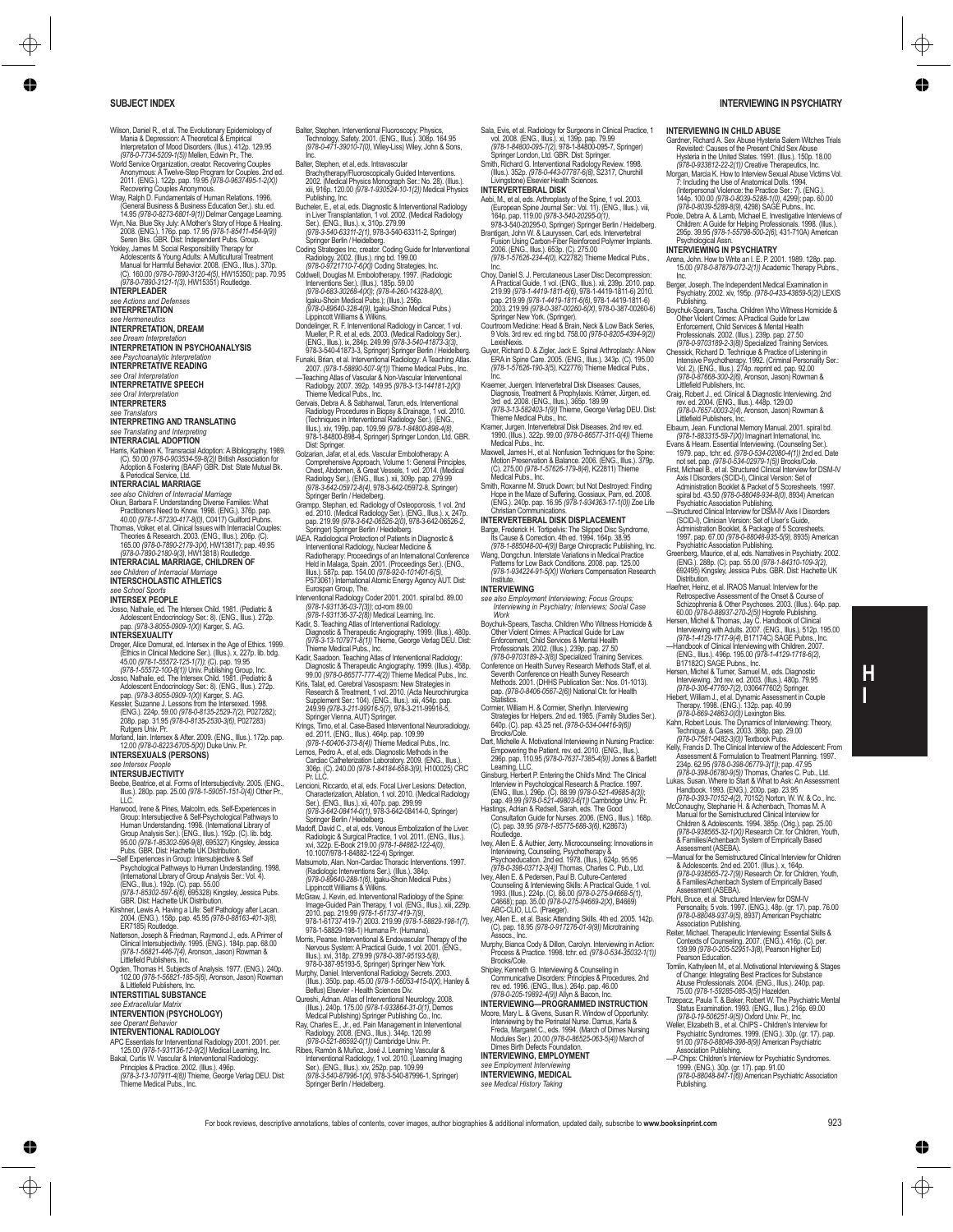Wilson, Daniel R., et al. The Evolutionary Epidemiology of Mania & Depression: A Theoretical & Empirical Interpretation of Mood Disorders. (Illus.). 412p. 129.95 *(978-0-7734-5209-1(5))* Mellen, Edwin Pr., The.

World Service Organization, creator. Recovering Couples Anonymous: A Twelve-Step Program for Couples. 2nd ed. 2011. (ENG.). 122p. pap. 19.95 *(978-0-9637495-1-2(X))* Recovering Couples Anonymous.

Wray, Ralph D. Fundamentals of Human Relations. 1996. (General Business & Business Education Ser.). stu. ed. 14.95 *(978-0-8273-6801-9(1))* Delmar Cengage Learning.

Wyn, Nia. Blue Sky July: A Mother's Story of Hope & Healing. 2008. (ENG.). 176p. pap. 17.95 *(978-1-85411-454-9(9))* Seren Bks. GBR. Dist: Independent Pubs. Group.

Yokley, James M. Social Responsibility Therapy for Adolescents & Young Adults: A Multicultural Treatment Manual for Harmful Behavior. 2008. (ENG., Illus.). 370p. (C). 160.00 *(978-0-7890-3120-4(5)*, HW15350); pap. 70.95 *(978-0-7890-3121-1(3)*, HW15351) Routledge.

**INTERPLEADER**

*see Actions and Defenses*

**INTERPRETATION**

*see Hermeneutics*

**INTERPRETATION, DREAM**

*see Dream Interpretation*

**INTERPRETATION IN PSYCHOANALYSIS**

*see Psychoanalytic Interpretation*

**INTERPRETATIVE READING**

*see Oral Interpretation*

**INTERPRETATIVE SPEECH**

*see Oral Interpretation*

**INTERPRETERS**

*see Translators*

**INTERPRETING AND TRANSLATING**

*see Translating and Interpreting*

**INTERRACIAL ADOPTION**

Harris, Kathleen K. Transracial Adoption: A Bibliography. 1989. (C). 50.00 *(978-0-903534-59-8(2))* British Association for Adoption & Fostering (BAAF) GBR. Dist: State Mutual Bk. & Periodical Service, Ltd.

**INTERRACIAL MARRIAGE**

*see also Children of Interracial Marriage*

Okun, Barbara F. Understanding Diverse Families: What Practitioners Need to Know. 1998. (ENG.). 376p. pap. 40.00 *(978-1-57230-417-8(0)*, C0417) Guilford Pubns.

Thomas, Volker, et al. Clinical Issues with Interracial Couples: Theories & Research. 2003. (ENG., Illus.). 206p. (C). 165.00 *(978-0-7890-2179-3(X)*, HW13817); pap. 49.95 *(978-0-7890-2180-9(3)*, HW13818) Routledge.

**INTERRACIAL MARRIAGE, CHILDREN OF**

*see Children of Interracial Marriage*

**INTERSCHOLASTIC ATHLETICS**

*see School Sports*

**INTERSEX PEOPLE**

Josso, Nathalie, ed. The Intersex Child. 1981. (Pediatric & Adolescent Endocrinology Ser.: 8). (ENG., Illus.). 272p. pap. *(978-3-8055-0909-1(X))* Karger, S. AG.

**INTERSEXUALITY**

Dreger, Alice Domurat, ed. Intersex in the Age of Ethics. 1999. (Ethics in Clinical Medicine Ser.). (Illus.). x, 227p. lib. bdg. 45.00 *(978-1-55572-125-1(7))*; (C). pap. 19.95 *(978-1-55572-100-8(1))* Univ. Publishing Group, Inc.

Josso, Nathalie, ed. The Intersex Child. 1981. (Pediatric & Adolescent Endocrinology Ser.: 8). (ENG., Illus.). 272p. pap. *(978-3-8055-0909-1(X))* Karger, S. AG.

Kessler, Suzanne J. Lessons from the Intersexed. 1998. (ENG.). 224p. 59.00 *(978-0-8135-2529-7(2)*, P027282); 208p. pap. 31.95 *(978-0-8135-2530-3(6)*, P027283) Rutgers Univ. Pr.

Morland, Iain. Intersex & After. 2009. (ENG., Illus.). 172p. pap. 12.00 *(978-0-8223-6705-5(X))* Duke Univ. Pr.

**INTERSEXUALS (PERSONS)**

*see Intersex People*

**INTERSUBJECTIVITY**

Beebe, Beatrice, et al. Forms of Intersubjectivity. 2005. (ENG., Illus.). 280p. pap. 25.00 *(978-1-59051-151-0(4))* Other Pr., LLC.

Harwood, Irene & Pines, Malcolm, eds. Self-Experiences in Group: Intersubjective & Self-Psychological Pathways to Human Understanding. 1998. (International Library of Group Analysis Ser.). (ENG., Illus.). 192p. (C). lib. bdg. 95.00 *(978-1-85302-596-9(8)*, 695327) Kingsley, Jessica Pubs. GBR. Dist: Hachette UK Distribution.

—Self Experiences in Group: Intersubjective & Self Psychological Pathways to Human Understanding. 1998. (International Library of Group Analysis Ser.: Vol. 4). (ENG., Illus.). 192p. (C). pap. 55.00 *(978-1-85302-597-6(6)*, 695328) Kingsley, Jessica Pubs. GBR. Dist: Hachette UK Distribution.

Kirshner, Lewis A. Having a Life: Self Pathology after Lacan. 2004. (ENG.). 158p. pap. 45.95 *(978-0-88163-401-3(8)*, ER7185) Routledge.

Natterson, Joseph & Friedman, Raymond J., eds. A Primer of Clinical Intersubjectivity. 1995. (ENG.). 184p. pap. 68.00 *(978-1-56821-446-7(4)*, Aronson, Jason) Rowman & Littlefield Publishers, Inc.

Ogden, Thomas H. Subjects of Analysis. 1977. (ENG.). 240p. 102.00 *(978-1-56821-185-5(6)*, Aronson, Jason) Rowman & Littlefield Publishers, Inc.

**INTERSTITIAL SUBSTANCE**

*see Extracellular Matrix*

**INTERVENTION (PSYCHOLOGY)**

*see Operant Behavior*

**INTERVENTIONAL RADIOLOGY**

APC Essentials for Interventional Radiology 2001. 2001. per. 125.00 *(978-1-931136-12-9(2))* Medical Learning, Inc.

Bakal, Curtis W. Vascular & Interventional Radiology: Principles & Practice. 2002. (Illus.). 496p. *(978-3-13-107911-4(8))* Thieme, George Verlag DEU. Dist: Thieme Medical Pubs., Inc.

Balter, Stephen. Interventional Fluoroscopy: Physics, Technology, Safety. 2001. (ENG., Illus.). 308p. 164.95 *(978-0-471-39010-7(0)*, Wiley-Liss) Wiley, John & Sons, Inc.

Balter, Stephen, et al, eds. Intravascular Brachytherapy/Fluoroscopically Guided Interventions. 2002. (Medical Physics Monograph Ser.: No. 28). (Illus.). xiii, 916p. 120.00 *(978-1-930524-10-1(2))* Medical Physics Publishing, Inc.

Bucheler, E., et al, eds. Diagnostic & Interventional Radiology in Liver Transplantation, 1 vol. 2002. (Medical Radiology Ser.). (ENG., Illus.). x, 310p. 279.99 *(978-3-540-63311-2(1)*, 978-3-540-63311-2, Springer) Springer Berlin / Heidelberg.

Coding Strategies Inc, creator. Coding Guide for Interventional Radiology. 2002. (Illus.). ring bd. 199.00 *(978-0-9721710-7-6(X))* Coding Strategies, Inc.

Coldwell, Douglas M. Embolotherapy. 1997. (Radiologic Interventions Ser.). (Illus.). 185p. 59.00 *(978-0-683-30268-4(X))*; *(978-4-260-14328-8(X)*, Igaku-Shoin Medical Pubs.); (Illus.). 256p. *(978-0-89640-328-4(9)*, Igaku-Shoin Medical Pubs.) Lippincott Williams & Wilkins.

Dondelinger, R. F. Interventional Radiology in Cancer, 1 vol. Mueller, P. R. et al, eds. 2003. (Medical Radiology Ser.). (ENG., Illus.). ix, 284p. 249.99 *(978-3-540-41873-3(3)*, 978-3-540-41873-3, Springer) Springer Berlin / Heidelberg.

Funaki, Brian, et al. Interventional Radiology: A Teaching Atlas. 2007. *(978-1-58890-507-9(1))* Thieme Medical Pubs., Inc.

—Teaching Atlas of Vascular & Non-Vascular Interventional Radiology. 2007. 392p. 149.95 *(978-3-13-144181-2(X))* Thieme Medical Pubs., Inc.

Gervais, Debra A. & Sabharwal, Tarun, eds. Interventional Radiology Procedures in Biopsy & Drainage, 1 vol. 2010. (Techniques in Interventional Radiology Ser.). (ENG., Illus.). xiv, 199p. pap. 109.99 *(978-1-84800-898-4(8)*, 978-1-84800-898-4, Springer) Springer London, Ltd. GBR. Dist: Springer.

Golzarian, Jafar, et al, eds. Vascular Embolotherapy: A Comprehensive Approach, Volume 1: General Principles, Chest, Abdomen, & Great Vessels, 1 vol. 2014. (Medical Radiology Ser.). (ENG., Illus.). xi, 309p. pap. 279.99 *(978-3-642-05972-8(4)*, 978-3-642-05972-8, Springer) Springer Berlin / Heidelberg.

Grampp, Stephan, ed. Radiology of Osteoporosis, 1 vol. 2nd ed. 2010. (Medical Radiology Ser.). (ENG., Illus.). x, 247p. pap. 219.99 *(978-3-642-06526-2(0)*, 978-3-642-06526-2, Springer) Springer Berlin / Heidelberg.

IAEA. Radiological Protection of Patients in Diagnostic & Interventional Radiology, Nuclear Medicine & Radiotherapy: Proceedings of an International Conference Held in Malaga, Spain. 2001. (Proceedings Ser.). (ENG., Illus.). 587p. pap. 154.00 *(978-92-0-101401-6(5)*, P573061) International Atomic Energy Agency AUT. Dist: Eurospan Group, The.

Interventional Radiology Coder 2001. 2001. spiral bd. 89.00 *(978-1-931136-03-7(3))*; cd-rom 89.00 *(978-1-931136-37-2(8))* Medical Learning, Inc.

Kadir, S. Teaching Atlas of Interventional Radiology: Diagnostic & Therapeutic Angiography. 1999. (Illus.). 480p. *(978-3-13-107971-8(1))* Thieme, George Verlag DEU. Dist: Thieme Medical Pubs., Inc.

Kadir, Saadoon. Teaching Atlas of Interventional Radiology: Diagnostic & Therapeutic Angiography. 1999. (Illus.). 458p. 99.00 *(978-0-86577-777-4(2))* Thieme Medical Pubs., Inc.

Kiris, Talat, ed. Cerebral Vasospasm: New Strategies in Research & Treatment, 1 vol. 2010. (Acta Neurochirurgica Supplement Ser.: 104). (ENG., Illus.). xiii, 454p. pap. 249.99 *(978-3-211-99916-5(7)*, 978-3-211-99916-5, Springer Vienna, AUT) Springer.

Krings, Timo, et al. Case-Based Interventional Neuroradiology. ed. 2011. (ENG., Illus.). 464p. pap. 109.99 *(978-1-60406-373-8(4))* Thieme Medical Pubs., Inc.

Lemos, Pedro A., et al, eds. Diagnostic Methods in the Cardiac Catheterization Laboratory. 2009. (ENG., Illus.). 306p. (C). 240.00 *(978-1-84184-659-3(9)*, H100025) CRC Pr. LLC.

Lencioni, Riccardo, et al, eds. Focal Liver Lesions: Detection, Characterization, Ablation, 1 vol. 2010. (Medical Radiology Ser.). (ENG., Illus.). xii, 407p. pap. 299.99 *(978-3-642-08414-0(1)*, 978-3-642-08414-0, Springer) Springer Berlin / Heidelberg.

Madoff, David C., et al, eds. Venous Embolization of the Liver: Radiologic & Surgical Practice, 1 vol. 2011. (ENG., Illus.). xvi, 322p. E-Book 219.00 *(978-1-84882-122-4(0)*, 10.1007/978-1-84882-122-4) Springer.

Matsumoto, Alan. Non-Cardiac Thoracic Interventions. 1997. (Radiologic Interventions Ser.). (Illus.). 384p. *(978-0-89640-288-1(6)*, Igaku-Shoin Medical Pubs.) Lippincott Williams & Wilkins.

McGraw, J. Kevin, ed. Interventional Radiology of the Spine: Image-Guided Pain Therapy, 1 vol. (ENG., Illus.). xiii, 229p. 2010. pap. 219.99 *(978-1-61737-419-7(9)*, 978-1-61737-419-7) 2003. 219.99 *(978-1-58829-198-1(7)*, 978-1-58829-198-1) Humana Pr. (Humana).

Morris, Pearse. Interventional & Endovascular Therapy of the Nervous System: A Practical Guide, 1 vol. 2001. (ENG., Illus.). xvi, 318p. 279.99 *(978-0-387-95193-5(8)*, 978-0-387-95193-5, Springer) Springer New York.

Murphy, Daniel. Interventional Radiology Secrets. 2003. (Illus.). 350p. pap. 45.00 *(978-1-56053-415-0(X)*, Hanley & Belfus) Elsevier - Health Sciences Div.

Qureshi, Adnan. Atlas of Interventional Neurology. 2008. (Illus.). 240p. 175.00 *(978-1-933864-31-0(1)*, Demos Medical Publishing) Springer Publishing Co., Inc.

Ray, Charles E., Jr., ed. Pain Management in Interventional Radiology. 2008. (ENG., Illus.). 344p. 120.99 *(978-0-521-86592-0(1))* Cambridge Univ. Pr.

Ribes, Ramón & Muñoz, José J. Learning Vascular & Interventional Radiology, 1 vol. 2010. (Learning Imaging Ser.). (ENG., Illus.). xiv, 252p. pap. 109.99 *(978-3-540-87996-1(X)*, 978-3-540-87996-1, Springer) Springer Berlin / Heidelberg.

Sala, Evis, et al. Radiology for Surgeons in Clinical Practice, 1 vol. 2008. (ENG., Illus.). xi, 139p. pap. 79.99 *(978-1-84800-095-7(2)*, 978-1-84800-095-7, Springer) Springer London, Ltd. GBR. Dist: Springer.

Smith, Richard G. Interventional Radiology Review. 1998. (Illus.). 352p. *(978-0-443-07787-6(8)*, S2317, Churchill Livingstone) Elsevier Health Sciences.

**INTERVERTEBRAL DISK**

Aebi, M., et al, eds. Arthroplasty of the Spine, 1 vol. 2003. (European Spine Journal Ser.: Vol. 11). (ENG., Illus.). viii, 164p. pap. 119.00 *(978-3-540-20295-0(1)*, 978-3-540-20295-0, Springer) Springer Berlin / Heidelberg.

Brantigan, John W. & Lauryssen, Carl, eds. Intervertebral Fusion Using Carbon-Fiber Reinforced Polymer Implants. 2006. (ENG., Illus.). 653p. (C). 275.00 *(978-1-57626-234-4(0)*, K22782) Thieme Medical Pubs., Inc.

Choy, Daniel S. J. Percutaneous Laser Disc Decompression: A Practical Guide, 1 vol. (ENG., Illus.). xii, 239p. 2010. pap. 219.99 *(978-1-4419-1811-6(6)*, 978-1-4419-1811-6) 2010. pap. 219.99 *(978-1-4419-1811-6(6)*, 978-1-4419-1811-6) 2003. 219.99 *(978-0-387-00260-6(X)*, 978-0-387-00260-6) Springer New York. (Springer).

Courtroom Medicine: Head & Brain, Neck & Low Back Series, 9 Vols. 3rd rev. ed. ring bd. 758.00 *(978-0-8205-4394-9(2))* LexisNexis.

Guyer, Richard D. & Zigler, Jack E. Spinal Arthroplasty: A New ERA in Spine Care. 2005. (ENG., Illus.). 343p. (C). 195.00 *(978-1-57626-190-3(5)*, K22776) Thieme Medical Pubs., Inc.

Kraemer, Juergen. Intervertebral Disk Diseases: Causes, Diagnosis, Treatment & Prophylaxis. Krämer, Jürgen, ed. 3rd ed. 2008. (ENG., Illus.). 365p. 189.99 *(978-3-13-582403-1(9))* Thieme, George Verlag DEU. Dist: Thieme Medical Pubs., Inc.

Kramer, Jurgen. Intervertebral Disk Diseases. 2nd rev. ed. 1990. (Illus.). 322p. 99.00 *(978-0-86577-311-0(4))* Thieme Medical Pubs., Inc.

Maxwell, James H., et al. Nonfusion Techniques for the Spine: Motion Preservation & Balance. 2006. (ENG., Illus.). 379p. (C). 275.00 *(978-1-57626-179-8(4)*, K22811) Thieme Medical Pubs., Inc.

Smith, Roxanne M. Struck Down; but Not Destroyed: Finding Hope in the Maze of Suffering. Gosseaux, Pam, ed. 2008. (ENG.). 240p. pap. 16.95 *(978-1-934363-17-1(0))* Zoe Life Christian Communications.

**INTERVERTEBRAL DISK DISPLACEMENT**

Barge, Frederick H. Tortipelvis: The Slipped Disc Syndrome, Its Cause & Correction. 4th ed. 1994. 164p. 38.95 *(978-1-885048-00-4(9))* Barge Chiropractic Publishing, Inc.

Wang, Dongchun. Interstate Variations in Medical Practice Patterns for Low Back Conditions. 2008. pap. 125.00 *(978-1-934224-91-5(X))* Workers Compensation Research Institute.

**INTERVIEWING**

*see also Employment Interviewing; Focus Groups; Interviewing in Psychiatry; Interviews; Social Case Work*

Boychuk-Spears, Tascha. Children Who Witness Homicide & Other Violent Crimes: A Practical Guide for Law Enforcement, Child Services & Mental Health Professionals. 2002. (Illus.). 239p. pap. 27.50 *(978-0-9703189-2-3(8))* Specialized Training Services.

Conference on Health Survey Research Methods Staff, et al. Seventh Conference on Health Survey Research Methods. 2001. (DHHS Publication Ser.: Nos. 01-1013). pap. *(978-0-8406-0567-2(6))* National Ctr. for Health Statistics.

Cormier, William H. & Cormier, Sherilyn. Interviewing Strategies for Helpers. 2nd ed. 1985. (Family Studies Ser.). 640p. (C). pap. 43.25 net. *(978-0-534-04416-9(6))* Brooks/Cole.

Dart, Michelle A. Motivational Interviewing in Nursing Practice: Empowering the Patient. rev. ed. 2010. (ENG., Illus.). 296p. pap. 110.95 *(978-0-7637-7385-4(9))* Jones & Bartlett Learning, LLC.

Ginsburg, Herbert P. Entering the Child's Mind: The Clinical Interview in Psychological Research & Practice. 1997. (ENG., Illus.). 296p. (C). 88.99 *(978-0-521-49685-8(3))*; pap. 49.99 *(978-0-521-49803-6(1))* Cambridge Univ. Pr.

Hastings, Adrian & Redsell, Sarah, eds. The Good Consultation Guide for Nurses. 2006. (ENG., Illus.). 168p. (C). pap. 39.95 *(978-1-85775-688-3(6)*, K28673) Routledge.

Ivey, Allen E. & Authier, Jerry. Microcounseling: Innovations in Interviewing, Counseling, Psychotherapy & Psychoeducation. 2nd ed. 1978. (Illus.). 624p. 95.95 *(978-0-398-03712-3(4))* Thomas, Charles C. Pub., Ltd.

Ivey, Allen E. & Pedersen, Paul B. Culture-Centered Counseling & Interviewing Skills: A Practical Guide, 1 vol. 1993. (Illus.). 224p. (C). 88.00 *(978-0-275-94668-5(1)*, C4668); pap. 35.00 *(978-0-275-94669-2(X)*, B4669) ABC-CLIO, LLC. (Praeger).

Ivey, Allen E., et al. Basic Attending Skills. 4th ed. 2005. 142p. (C). pap. 18.95 *(978-0-917276-01-9(9))* Microtraining Assocs., Inc.

Murphy, Bianca Cody & Dillon, Carolyn. Interviewing in Action: Process & Practice. 1998. tchr. ed. *(978-0-534-35032-1(1))* Brooks/Cole.

Shipley, Kenneth G. Interviewing & Counseling in Communicative Disorders: Principles & Procedures. 2nd rev. ed. 1996. (ENG., Illus.). 264p. pap. 46.00 *(978-0-205-19892-4(9))* Allyn & Bacon, Inc.

**INTERVIEWING—PROGRAMMED INSTRUCTION**

Moore, Mary L. & Givens, Susan R. Window of Opportunity: Interviewing by the Perinatal Nurse. Damus, Karla & Freda, Margaret C., eds. 1994. (March of Dimes Nursing Modules Ser.). 20.00 *(978-0-86525-063-5(4))* March of Dimes Birth Defects Foundation.

**INTERVIEWING, EMPLOYMENT**

*see Employment Interviewing*

**INTERVIEWING, MEDICAL**

*see Medical History Taking*

**INTERVIEWING IN CHILD ABUSE**

Gardner, Richard A. Sex Abuse Hysteria Salem Witches Trials Revisited: Causes of the Present Child Sex Abuse Hysteria in the United States. 1991. (Illus.). 150p. 18.00 *(978-0-933812-22-2(1))* Creative Therapeutics, Inc.

Morgan, Marcia K. How to Interview Sexual Abuse Victims Vol. 7: Including the Use of Anatomical Dolls. 1994. (Interpersonal Violence: the Practice Ser.: 7). (ENG.). 144p. 100.00 *(978-0-8039-5288-1(0)*, 4299); pap. 60.00 *(978-0-8039-5289-8(9)*, 4298) SAGE Pubns., Inc.

Poole, Debra A. & Lamb, Michael E. Investigative Interviews of Children: A Guide for Helping Professionals. 1998. (Illus.). 295p. 39.95 *(978-1-55798-500-2(6)*, 431-710A) American Psychological Assn.

**INTERVIEWING IN PSYCHIATRY**

Arena, John. How to Write an I. E. P. 2001. 1989. 128p. pap. 15.00 *(978-0-87879-072-2(1))* Academic Therapy Pubns., Inc.

Berger, Joseph. The Independent Medical Examination in Psychiatry. 2002. xiv, 195p. *(978-0-433-43859-5(2))* LEXIS Publishing.

Boychuk-Spears, Tascha. Children Who Witness Homicide & Other Violent Crimes: A Practical Guide for Law Enforcement, Child Services & Mental Health Professionals. 2002. (Illus.). 239p. pap. 27.50 *(978-0-9703189-2-3(8))* Specialized Training Services.

Chessick, Richard D. Technique & Practice of Listening in Intensive Psychotherapy. 1992. (Criminal Personality Ser.: Vol. 2). (ENG., Illus.). 274p. reprint ed. pap. 92.00 *(978-0-87668-300-2(6)*, Aronson, Jason) Rowman & Littlefield Publishers, Inc.

Craig, Robert J., ed. Clinical & Diagnostic Interviewing. 2nd rev. ed. 2004. (ENG., Illus.). 448p. 129.00 *(978-0-7657-0003-2(4)*, Aronson, Jason) Rowman & Littlefield Publishers, Inc.

Elbaum, Jean. Functional Memory Manual. 2001. spiral bd. *(978-1-883315-59-7(X))* Imaginart International, Inc.

Evans & Hearn. Essential Interviewing. (Counseling Ser.). 1979. pap., tchr. ed. *(978-0-534-02080-4(1))* 2nd ed. Date not set. pap. *(978-0-534-02979-1(5))* Brooks/Cole.

First, Michael B., et al. Structured Clinical Interview for DSM-IV Axis I Disorders (SCID-I), Clinical Version: Set of Administration Booklet & Packet of 5 Scoresheets. 1997. spiral bd. 43.50 *(978-0-88048-934-8(0)*, 8934) American Psychiatric Association Publishing.

—Structured Clinical Interview for DSM-IV Axis I Disorders (SCID-I), Clinician Version: Set of User's Guide, Administration Booklet, & Package of 5 Scoresheets. 1997. pap. 67.00 *(978-0-88048-935-5(9)*, 8935) American Psychiatric Association Publishing.

Greenberg, Maurice, et al, eds. Narratives in Psychiatry. 2002. (ENG.). 288p. (C). pap. 55.00 *(978-1-84310-109-3(2)*, 692495) Kingsley, Jessica Pubs. GBR. Dist: Hachette UK Distribution.

Haefner, Heinz, et al. IRAOS Manual: Interview for the Retrospective Assessment of the Onset & Course of Schizophrenia & Other Psychoses. 2003. (Illus.). 64p. pap. 60.00 *(978-0-88937-270-2(5))* Hogrefe Publishing.

Hersen, Michel & Thomas, Jay C. Handbook of Clinical Interviewing with Adults. 2007. (ENG., Illus.). 512p. 195.00 *(978-1-4129-1717-9(4)*, B17174C) SAGE Pubns., Inc.

—Handbook of Clinical Interviewing with Children. 2007. (ENG., Illus.). 496p. 195.00 *(978-1-4129-1718-6(2)*, B17182C) SAGE Pubns., Inc.

Hersen, Michel & Turner, Samuel M., eds. Diagnostic Interviewing. 3rd rev. ed. 2003. (Illus.). 480p. 79.95 *(978-0-306-47760-7(2)*, 0306477602) Springer.

Hiebert, William J., et al. Dynamic Assessment in Couple Therapy. 1998. (ENG.). 132p. pap. 40.99 *(978-0-669-24863-0(0))* Lexington Bks.

Kahn, Robert Louis. The Dynamics of Interviewing: Theory, Technique, & Cases. 2003. 368p. pap. 29.00 *(978-0-7581-0482-3(0))* Textbook Pubs.

Kelly, Francis D. The Clinical Interview of the Adolescent: From Assessment & Formulation to Treatment Planning. 1997. 234p. 62.95 *(978-0-398-06779-3(1))*; pap. 47.95 *(978-0-398-06780-9(5))* Thomas, Charles C. Pub., Ltd.

Lukas, Susan. Where to Start & What to Ask: An Assessment Handbook. 1993. (ENG.). 200p. pap. 23.95 *(978-0-393-70152-4(2)*, 70152) Norton, W. W. & Co., Inc.

McConaughy, Stephanie H. & Achenbach, Thomas M. A Manual for the Semistructured Clinical Interview for Children & Adolescents. 1994. 385p. (Orig.). pap. 25.00 *(978-0-938565-32-1(X))* Research Ctr. for Children, Youth, & Families/Achenbach System of Empirically Based Assessment (ASEBA).

—Manual for the Semistructured Clinical Interview for Children & Adolescents. 2nd ed. 2001. (Illus.). x, 164p. *(978-0-938565-72-7(9))* Research Ctr. for Children, Youth, & Families/Achenbach System of Empirically Based Assessment (ASEBA).

Pfohl, Bruce, et al. Structured Interview for DSM-IV Personality, 5 vols. 1997. (ENG.). 48p. (gr. 17). pap. 76.00 *(978-0-88048-937-9(5)*, 8937) American Psychiatric Association Publishing.

Reiter, Michael. Therapeutic Interviewing: Essential Skills & Contexts of Counseling. 2007. (ENG.). 416p. (C). per. 139.99 *(978-0-205-52951-3(8)*, Pearson Higher Ed) Pearson Education.

Tomlin, Kathyleen M., et al. Motivational Interviewing & Stages of Change: Integrating Best Practices for Substance Abuse Professionals. 2004. (ENG., Illus.). 240p. pap. 75.00 *(978-1-59285-085-3(5))* Hazelden.

Trzepacz, Paula T. & Baker, Robert W. The Psychiatric Mental Status Examination. 1993. (ENG., Illus.). 216p. 69.00 *(978-0-19-506251-9(5))* Oxford Univ. Pr., Inc.

Weller, Elizabeth B., et al. ChIPS - Children's Interview for Psychiatric Syndromes. 1999. (ENG.). 30p. (gr. 17). pap. 91.00 *(978-0-88048-398-8(9))* American Psychiatric Association Publishing.

—P-Chips: Children's Interview for Psychiatric Syndromes. 1999. (ENG.). 30p. (gr. 17). pap. 91.00 *(978-0-88048-847-1(6))* American Psychiatric Association Publishing.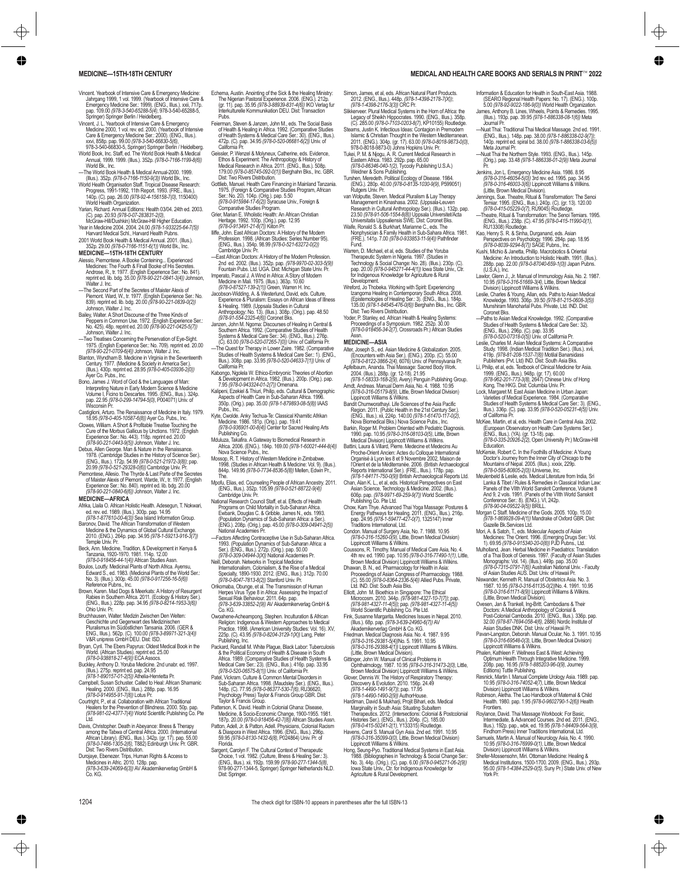Vincent. Yearbook of Intensive Care & Emergency Medicine: Jahrgang 1999, 1 vol. 1999. (Yearbook of Intensive Care & Emergency Medicine Ser.: 1999). (ENG., Illus.). xxii, 717p. pap. 109.00 *(978-3-540-65288-5(4)*, 978-3-540-65288-5, Springer) Springer Berlin / Heidelberg.

Vincent, J. L. Yearbook of Intensive Care & Emergency Medicine 2000. 1 vol. rev. ed. 2000. (Yearbook of Intensive Care & Emergency Medicine Ser.: 2000). (ENG., Illus.). xxvi, 858p. pap. 99.00 *(978-3-540-66830-5(6)*, 978-3-540-66830-5, Springer) Springer Berlin / Heidelberg.

World Book, Inc. Staff, ed. The World Book Health & Medical Annual, 1999. 1999. (Illus.). 352p. *(978-0-7166-1199-8(6))* World Bk., Inc.

—The World Book Health & Medical Annual-2000. 1999. (Illus.). 352p. *(978-0-7166-1150-9(3))* World Bk., Inc.

World Health Organisation Staff. Tropical Disease Research: Progress, 1991-1992, 11th Report. 1993. (FRE., Illus.). 140p. (C). pap. 26.00 *(978-92-4-156158-7(0)*, 1150400) World Health Organization.

Yarian, Richard. Annual Editions: Health 03/04. 24th ed. 2003. (C). pap. 20.93 *(978-0-07-283831-2(0)*, McGraw-Hill/Dushkin) McGraw-Hill Higher Education.

Year in Medicine 2004. 2004. 24.00 *(978-1-933225-64-7(5))* Harvard Medical Schl., Harvard Health Pubns.

2001 World Book Health & Medical Annual. 2001. (Illus.). 352p. 29.00 *(978-0-7166-1151-6(1))* World Bk., Inc.

## MEDICINE—15TH-18TH CENTURY

Alessio, Piemontese. A Booke Conteining... Experienced Medicines: The Fourth & Finall Booke of His Secretes. Androse, R., tr. 1977. (English Experience Ser.: No. 841). reprint ed. lib. bdg. 35.00 *(978-90-221-0841-3(4))* Johnson, Walter J. Inc.

—The Second Part of the Secretes of Maister Alexis of Piemont. Ward, W., tr. 1977. (English Experience Ser.: No. 839). reprint ed. lib. bdg. 20.00 *(978-90-221-0839-0(2))* Johnson, Walter J. Inc.

Bailey, Walter. A Short Discourse of the Three Kinds of Peppers in Common Use. 1972. (English Experience Ser.: No. 425). 48p. reprint ed. 20.00 *(978-90-221-0425-5(7))* Johnson, Walter J. Inc.

—Two Treatises Concerning the Perservation of Eye-Sight. 1975. (English Experience Ser.: No. 709). reprint ed. 20.00 *(978-90-221-0709-6(4))* Johnson, Walter J. Inc.

Blanton, Wyndham B. Medicine in Virginia in the Seventeenth Century. 1977. (Medicine & Society in America Ser.). (Illus.). 430p. reprint ed. 28.95 *(978-0-405-03936-2(0))* Ayer Co. Pubs., Inc.

Bono, James J. Word of God & the Languages of Man: Interpreting Nature in Early Modern Science & Medicine Volume I, Ficino to Descartes. 1995. (ENG., Illus.). 324p. pap. 22.95 *(978-0-299-14794-5(0)*, P004071) Univ. of Wisconsin Pr.

Castiglioni, Arturo. The Renaissance of Medicine in Italy. 1979. 18.95 *(978-0-405-10587-6(8))* Ayer Co. Pubs., Inc.

Clowes, William. A Short & Profitable Treatise Touching the Cure of the Morbus Gallicus by Unctions. 1972. (English Experience Ser.: No. 443). 118p. reprint ed. 20.00 *(978-90-221-0443-9(5))* Johnson, Walter J. Inc.

Debus, Allen George. Man & Nature in the Renaissance. 1978. (Cambridge Studies in the History of Science Ser.). (ENG., Illus.). 172p. 54.99 *(978-0-521-21972-3(8))*; pap. 20.99 *(978-0-521-29328-0(6))* Cambridge Univ. Pr.

Piemontese, Alessio. The Thyrde & Last Parte of the Secretes of Maister Alexis of Piemont. Warde, W., tr. 1977. (English Experience Ser.: No. 840). reprint ed. lib. bdg. 20.00 *(978-90-221-0840-6(6))* Johnson, Walter J. Inc.

## MEDICINE—AFRICA

Afrika, Llaila O. African Holistic Health. Adesegun, T. Nokwari, ed. rev. ed. 1989. (Illus.). 300p. pap. 14.95 *(978-1-877610-00-4(3))* Sea Island Information Group.

Baronov, David. The African Transformation of Western Medicine & the Dynamics of Global Cultural Exchange. 2010. (ENG.). 264p. pap. 34.95 *(978-1-59213-916-3(7))* Temple Univ. Pr.

Beck, Ann. Medicine, Tradition, & Development in Kenya & Tanzania, 1920-1970. 1981. 114p. 12.00 *(978-0-918456-44-1(4))* African Studies Assn.

Boulos, Loutfy. Medicinal Plants of North Africa. Ayensu, Edward S., ed. 1983. (Medicinal Plants of the World Ser.: No. 3). (Illus.). 300p. 45.00 *(978-0-917256-16-5(6))* Reference Pubns., Inc.

Brown, Karen. Mad Dogs & Meerkats: A History of Resurgent Rabies in Southern Africa. 2011. (Ecology & History Ser.). (ENG., Illus.). 228p. pap. 34.95 *(978-0-8214-1953-3(6))* Ohio Univ. Pr.

Bruchhausen, Walter. Medizin Zwischen Den Welten: Geschichte und Gegenwart des Medizinischen Pluralismus Im Südöstlichen Tansania. 2006. (GER & ENG., Illus.). 562p. (C). 100.00 *(978-3-89971-321-3(4))* V&R unipress GmbH DEU. Dist: ISD.

Bryan, Cyril. The Ebers Papyrus: Oldest Medical Book in the World. (African Studies). reprint ed. 25.00 *(978-0-938818-27-4(9))* ECA Assocs.

Buckley, Anthony D. Yoruba Medicine. 2nd unabr. ed. 1997. (Illus.). 275p. reprint ed. pap. 24.95 *(978-1-890157-01-2(5))* Athelia-Henrietta Pr.

Campbell, Susan Schuster. Called to Heal: African Shamanic Healing. 2000. (ENG., Illus.). 288p. pap. 16.95 *(978-0-914955-91-7(8))* Lotus Pr.

Courtright, P., et al. Collaboration with African Traditional Healers for the Prevention of Blindness. 2000. 50p. pap. *(978-981-02-4377-7(4))* World Scientific Publishing Co. Pte Ltd.

Davis, Christopher. Death in Abeyance: Illness & Therapy among the Tabwa of Central Africa. 2000. (International African Library). (ENG., Illus.). 342p. (gr. 17). pap. 55.00 *(978-0-7486-1305-2(6)*, T882) Edinburgh Univ. Pr. GBR. Dist: Two Rivers Distribution.

Durojaye, Ebenezer. Trips, Human Rights & Access to Medicines in Afric. 2010. 128p. pap. *(978-3-639-24069-6(3))* AV Akademikerverlag GmbH & Co. KG.

Echema, Austin. Anointing of the Sick & the Healing Ministry: The Nigerian Pastoral Experience. 2006. (ENG.). 212p. (gr. 11). pap. 35.95 *(978-3-88939-831-4(6))* IKO Verlag fur Interkulturelle Kommunikation DEU. Dist: Transaction Pubs.

Feierman, Steven & Janzen, John M., eds. The Social Basis of Health & Healing in Africa. 1992. (Comparative Studies of Health Systems & Medical Care Ser.: 30). (ENG., Illus.). 472p. (C). pap. 34.95 *(978-0-520-06681-6(2))* Univ. of California Pr.

Geissler, P. Wenzel & Molyneux, Catherine, eds. Evidence, Ethos & Experiment: The Anthropology & History of Medical Research in Africa. 2011. (ENG., Illus.). 508p. 179.00 *(978-0-85745-092-0(1))* Berghahn Bks., Inc. GBR. Dist: Two Rivers Distribution.

Gottlieb, Manuel. Health Care Financing in Mainland Tanzania. 1975. (Foreign & Comparative Studies Program, African Ser.: No. 20). 104p. (Orig.). pap. 5.50 *(978-0-915984-17-6(2))* Syracuse Univ., Foreign & Comparative Studies Program.

Grier, Marian E. Wholistic Health: An African Christian Heritage. 1992. 100p. (Orig.). pap. 12.95 *(978-0-913491-21-8(7))* Kitton Pr.

Iliffe, John. East African Doctors: A History of the Modern Profession. 1998. (African Studies: Series Number 95). (ENG., Illus.). 354p. 98.99 *(978-0-521-63272-0(2))* Cambridge Univ. Pr.

—East African Doctors: A History of the Modern Profession. 2nd ed. 2002. (Illus.). 352p. pap. *(978-9970-02-303-5(9))* Fountain Pubs. Ltd. UGA. Dist: Michigan State Univ. Pr.

Imperato, Pascal J. A Wind in Africa: A Story of Modern Medicine in Mali. 1975. (Illus.). 363p. 10.60 *(978-0-87527-139-2(1))* Green, Warren H. Inc.

Jacobson-Widding, A. & Westerlund, David, eds. Culture, Experience & Pluralism: Essays on African Ideas of Illness & Healing. 1989. (Uppsala Studies in Cultural Anthropology: No. 13). (Illus.). 308p. (Orig.). pap. 48.50 *(978-91-554-2325-4(6))* Coronet Bks.

Janzen, John M. Ngoma: Discourses of Healing in Central & Southern Africa. 1992. (Comparative Studies of Health Systems & Medical Care Ser.: 34). (ENG., Illus.). 276p. (C). 63.00 *(978-0-520-07265-7(0))* Univ. of California Pr.

—The Quest for Therapy in Lower Zaire. 1982. (Comparative Studies of Health Systems & Medical Care Ser.: 1). (ENG., Illus.). 308p. pap. 33.95 *(978-0-520-04633-7(1))* Univ. of California Pr.

Kabongo, Ngolela W. Ethico-Embryonic Theories of Abortion & Development in Africa. 1982. (Illus.). 200p. (Orig.). pap. 7.95 *(978-0-943324-01-2(7))* Omenana.

Kalipeni, Ezekiel & Thiuri, Philip, eds. Cultural & Demographic Aspects of Health Care in Sub-Saharan Africa. 1996. 350p. (Orig.). pap. 35.00 *(978-1-879893-08-5(8))* IAAS Pubs., Inc.

Kyte, Cwolde. Anky Techua-Te: Classical Khamitic Afrikan Medicine. 1986. 181p. (Orig.). pap. 19.41 *(978-0-936901-00-8(4))* Center for Sacred Healing Arts Publishing Co.

Mduluza, Takafira. A Gateway to Biomedical Research in Africa. 2006. (ENG.). 184p. 169.00 *(978-1-60021-444-8(4))* Nova Science Pubs., Inc.

Mossop, R. T. History of Western Medicine in Zimbabwe. 1998. (Studies in African Health & Medicine: Vol. 9). (Illus.). 844p. 149.95 *(978-0-7734-8536-5(8))* Mellen, Edwin Pr., The.

Mpofu, Elias, ed. Counseling People of African Ancestry. 2011. (ENG., Illus.). 352p. 105.99 *(978-0-521-88722-9(4))* Cambridge Univ. Pr.

National Research Council Staff, et al. Effects of Health Programs on Child Mortality in Sub-Saharan Africa. Ewbank, Douglas C. & Gribble, James N., eds. 1993. (Population Dynamics of Sub-Saharan Africa: a Ser.). (ENG.). 208p. (Orig.). pap. 45.00 *(978-0-309-04941-2(5))* National Academies Pr.

—Factors Affecting Contraceptive Use in Sub-Saharan Africa. 1993. (Population Dynamics of Sub-Saharan Africa: a Ser.). (ENG., Illus.). 272p. (Orig.). pap. 50.00 *(978-0-309-04944-3(X))* National Academies Pr.

Neill, Deborah. Networks in Tropical Medicine: Internationalism, Colonialism, & the Rise of a Medical Specialty, 1890-1930. 2012. (ENG., Illus.). 312p. 70.00 *(978-0-8047-7813-8(2))* Stanford Univ. Pr.

Orikomaba, Obunge, et al. The Transmission of Human Herpes Virus Type 8 in Africa: Assessing the Impact of Sexual Risk Behaviour. 2011. 64p. pap. *(978-3-639-33852-2(9))* AV Akademikerverlag GmbH & Co. KG.

Owoahene-Acheampong, Stephen. Inculturation & African Religion: Indigenous & Western Approaches to Medical Practice. 1998. (American University Studies: Vol. 16). XV, 225p. (C). 43.95 *(978-0-8204-3129-1(X))* Lang, Peter Publishing, Inc.

Packard, Randall M. White Plague, Black Labor: Tuberculosis & the Political Economy of Health & Disease in South Africa. 1989. (Comparative Studies of Health Systems & Medical Care Ser.: 23). (ENG., Illus.). 416p. pap. 33.95 *(978-0-520-06575-8(1))* Univ. of California Pr.

Patel, Vickram. Culture & Common Mental Disorders in Sub-Saharan Africa. 1998. (Maudsley Ser.). (ENG., Illus.). 148p. (C). 77.95 *(978-0-86377-530-7(6)*, RU36620, Psychology Press) Taylor & Francis Group GBR. Dist: Taylor & Francis Group.

Patterson, K. David. Health in Colonial Ghana: Disease, Medicine, & Socio-Economic Change, 1900-1955. 1981. 187p. 20.00 *(978-0-918456-42-7(8))* African Studies Assn.

Patton, Adell, Jr. & Patton, Adell. Physicians, Colonial Racism & Diaspora in West Africa. 1996. (ENG., Illus.). 296p. 59.95 *(978-0-8130-1432-6(8)*, P024864) Univ. Pr. of Florida.

Sargent, Carolyn F. The Cultural Context of Therapeutic Choice. 1 vol. 1982. (Culture, Illness & Healing Ser.: 3). (ENG., Illus.). xii, 192p. 159.99 *(978-90-277-1344-5(8)*, 978-90-277-1344-5, Springer) Springer Netherlands NLD. Dist: Springer.

Simon, James, et al, eds. African Natural Plant Products. 2012. (ENG., Illus.). 448p. *(978-1-4398-2178-7(X))*; *(978-1-4398-2176-3(3))* CRC Pr.

Slikkerveer. Plural Medical Systems in the Horn of Africa: the Legacy of Sheikh Hippocrates. 1990. (ENG., Illus.). 358p. (C). 285.00 *(978-0-7103-0203-8(7)*, KP10155) Routledge.

Stearns, Justin K. Infectious Ideas: Contagion in Premodern Islamic & Christian Thought in the Western Mediterranean. 2011. (ENG.). 304p. (gr. 17). 63.00 *(978-0-8018-9873-0(0)*, 978-0-8018-9873-0) Johns Hopkins Univ. Pr.

Tukei, P. M. & Njogu, A. R. Current Medical Research in Eastern Africa. 1983. 292p. pap. 65.00 *(978-0-86346-040-1(2))*, Tycooly Publishing U.S.A.) Weidner & Sons Publishing.

Turshen, Meredeth. Political Ecology of Disease. 1984. (ENG.). 280p. 40.00 *(978-0-8135-1030-9(9)*, P599051) Rutgers Univ. Pr.

van Wolputte, Steven. Medical Pluralism & Lay Therapy Management in Kinashasa. 2002. (Uppsala-Leuven Research in Cultural Anthropology Ser.). (Illus.). 132p. pap. 23.50 *(978-91-506-1554-8(8))* Uppsala Universitet/Acta Universitatis Upsaliensis SWE. Dist: Coronet Bks.

Waife, Ronald S. & Burkhart, Marianne C., eds. The Nonphysician & Family Health in Sub-Sahara Africa. 1981. (FRE.). 141p. 7.00 *(978-0-933853-11-9(4))* Pathfinder Fund.

Warren, D. Michael, et al, eds. Studies of the Yoruba Therapeutic System in Nigeria. 1997. (Studies in Technology & Social Change: No. 28). (Illus.). 230p. (C). pap. 20.00 *(978-0-945271-44-4(1))* Iowa State Univ., Ctr. for Indigenous Knowledge for Agriculture & Rural Development.

Wreford, Jo Thobeka. Working with Spirit: Experiencing Izangoma Healing in Contemporary South Africa. 2008. (Epistemologies of Healing Ser.: 3). (ENG., Illus.). 184p. 135.00 *(978-1-84545-476-0(6))* Berghahn Bks., Inc. GBR. Dist: Two Rivers Distribution.

Yoder, P. Stanley, ed. African Health & Healing Systems: Proceedings of a Symposium. 1982. 252p. 30.00 *(978-0-918456-34-2(7)*, Crossroads Pr.) African Studies Assn.

## MEDICINE—ASIA

Alter, Joseph S., ed. Asian Medicine & Globalization. 2005. (Encounters with Asia Ser.). (ENG.). 200p. (C). 55.00 *(978-0-8122-3866-2(4)*, 6076) Univ. of Pennsylvania Pr.

Apfelbaum, Ananda. Thai Massage: Sacred Body Work. 2004. (Illus.). 288p. (gr. 12-18). 21.95 *(978-1-58333-168-2(9)*, Avery) Penguin Publishing Group.

Arndt, Andreas. Manual Derm Asia, No. 4. 1988. 10.95 *(978-0-316-05179-8(9))*, Little, Brown Medical Division) Lippincott Williams & Wilkins.

Bandit Chumworathayi. Life Sciences of the Asia Pacific Region. 2011. (Public Health in the 21st Century Ser.). (ENG., Illus.). xii, 224p. 140.00 *(978-1-61470-117-0(2)*, Nova Biomedical Bks.) Nova Science Pubs., Inc.

Barkin, Roger M. Problem Oriented with Pediatric Diagnosis. 1990. pap. 10.95 *(978-0-316-08103-0(5)*, Little, Brown Medical Division) Lippincott Williams & Wilkins.

Battini, Laura & Villard, Pierre. Medecine et Medecins Au Proche-Orient Ancien: Actes du Colloque International Organisé à Lyon les 8 et 9 Novembre 2002, Maison de l'Orient et de la Méditerranée. 2006. (British Archaeological Reports International Ser.). (FRE., Illus.). 178p. pap. *(978-1-84171-750-0(9))* British Archaeological Reports Ltd.

Chan, Alan K. L., et al, eds. Historical Perspectives on East Asian Science, Technology & Medicine. 2002. (Illus.). 606p. pap. *(978-9971-69-259-9(7))* World Scientific Publishing Co. Pte Ltd.

Chow, Kam Thye. Advanced Thai Yoga Massage: Postures & Energy Pathways for Healing. 2011. (ENG., Illus.). 216p. pap. 24.95 *(978-1-59477-427-0(7)*, 1325147) Inner Traditions International, Ltd.

Condon. Manual of Surgery Asia, No. 7. 1988. 10.95 *(978-0-316-15260-0(9))*, Little, Brown Medical Division) Lippincott Williams & Wilkins.

Coussons, R. Timothy. Manual of Medical Care Asia, No. 4. 4th rev. ed. 1990. pap. 10.95 *(978-0-316-77490-1(1)*, Little, Brown Medical Division) Lippincott Williams & Wilkins.

Dhawan, B. N., ed. Pharmacology for Health in Asia: Proceedings of Asian Congress of Pharmacology. 1988. (C). 55.00 *(978-0-8364-2336-5(4))* Allied Pubs. Private, Ltd. IND. Dist: South Asia Bks.

Elliott, John M. Bioethics in Singapore: The Ethical Microcosm. 2010. 344p. *(978-981-4327-10-7(7))*; pap. *(978-981-4327-11-4(5))*; pap. *(978-981-4327-11-4(5))* World Scientific Publishing Co. Pte Ltd.

Fink, Susanne Margarita. Medicines Issues in Nepal. 2010. (Illus.). 68p. pap. *(978-3-639-24960-6(7))* AV Akademikerverlag GmbH & Co. KG.

Friedman. Medical Diagnosis Asia. No. 4. 1987. 9.95 *(978-0-316-29381-5(4))*No. 5. 1991. 10.95 *(978-0-316-29388-4(1))* Lippincott Williams & Wilkins. (Little, Brown Medical Division).

Gittinger, John W. Manual of Clinical Problems in Ophthalmology. 1987. 10.95 *(978-0-316-31473-2(0)*, Little, Brown Medical Division) Lippincott Williams & Wilkins.

Glover, Dennis W. The History of Respiratory Therapy: Discovery & Evolution. 2010. 156p. 24.49 *(978-1-4490-1491-9(7))*; pap. 17.95 *(978-1-4490-1490-2(9))* AuthorHouse.

Hardiman, David & Mukharji, Projit Bihari, eds. Medical Marginality in South Asia: Situating Subaltern Therapeutics. 2012. (Intersections: Colonial & Postcolonial Histories Ser.). (ENG., Illus.). 204p. (C). 185.00 *(978-0-415-50241-2(1)*, Y133315) Routledge.

Havens, Carol S. Manual Gyn Asia. 2nd ed. 1991. 10.95 *(978-0-316-35099-0(0)*, Little, Brown Medical Division) Lippincott Williams & Wilkins.

Hong, Seung-Pyo. Traditional Medical Systems in East Asia. 1988. (Bibliographies in Technology & Social Change Ser.: No. 3). 44p. (Orig.). (C). pap. 6.00 *(978-0-945271-06-2(9))* Iowa State Univ., Ctr. for Indigenous Knowledge for Agriculture & Rural Development.

Information & Education for Health in South-East Asia. 1988. (SEARO Regional Health Papers: No. 17). (ENG.). 100p. 5.00 *(978-92-9022-186-9(0))* World Health Organization.

James, Anthony B. Lines, Wheels, Points & Remedies. 1995. (Illus.). 193p. pap. 39.95 *(978-1-886338-08-1(6))* Meta Journal Pr.

—Nuat Thai: Traditional Thai Medical Massage. 2nd ed. 1991. (ENG., Illus.). 148p. pap. 38.00 *(978-1-886338-02-9(7))*; 140p. reprint ed. spiral bd. 38.00 *(978-1-886338-03-6(5))* Meta Journal Pr.

—Nuat Thai the Northern Style. 1993. (ENG., Illus.). 145p. (Orig.). pap. 33.48 *(978-1-886338-01-2(9))* Meta Journal Pr.

Jenkins, Jon L. Emergency Medicine Asia. 1986. 8.95 *(978-0-316-46054-5(0))* 3rd rev. ed. 1995. pap. 34.95 *(978-0-316-46003-3(6))* Lippincott Williams & Wilkins. (Little, Brown Medical Division).

Jennings, Sue. Theatre, Ritual & Transformation: The Senoi Temiar. 1995. (ENG., Illus.). 240p. (C). (gr. 13). 120.00 *(978-0-415-05229-0(7)*, RU9045) Routledge.

—Theatre, Ritual & Transformation: The Senoi Temiars. 1995. (ENG., Illus.). 238p. (C). 47.95 *(978-0-415-11990-0(1)*, RU13308) Routledge.

Kao, Henry S. R. & Sinha, Durganand, eds. Asian Perspectives on Psychology. 1996. 284p. pap. 18.95 *(978-0-8039-9294-8(7))* SAGE Pubns., Inc.

Kushi, Michio & Janetta, Phillip. Macrobiotics & Oriental Medicine: An Introduction to Holistic Health. 1991. (Illus.). 288p. pap. 22.00 *(978-0-87040-659-1(0))* Japan Pubns. (U.S.A.), Inc.

Lawlor, Glenn J., Jr. Manual of Immunology Asia, No. 2. 1987. 10.95 *(978-0-316-51669-3(4)*, Little, Brown Medical Division) Lippincott Williams & Wilkins.

Leslie, Charles & Young, Allan, eds. Paths to Asian Medical Knowledge. 1993. 306p. 39.50 *(978-81-215-0608-3(5))* Munshiram Manoharlal Pubs. Private, Ltd. IND. Dist: Coronet Bks.

—Paths to Asian Medical Knowledge. 1992. (Comparative Studies of Health Systems & Medical Care Ser.: 32). (ENG., Illus.). 296p. (C). pap. 33.95 *(978-0-520-07318-0(5))* Univ. of California Pr.

Leslie, Charles M. Asian Medical Systems: A Comparative Study. 1998. (Indian Medical Tradition Ser.). (Illus.). xvii, 419p. *(978-81-208-1537-7(8))* Motilal Banarsidass Publishers (Pvt. Ltd) IND. Dist: South Asia Bks.

Li, Philip, et al, eds. Textbook of Clinical Medicine for Asia. 1999. (ENG., Illus.). 948p. (gr. 17). 60.00 *(978-962-201-773-3(8)*, 2647) Chinese Univ. of Hong Kong, The HKG. Dist: Columbia Univ. Pr.

Lock, Margaret M. East Asian Medicine in Urban Japan: Varieties of Medical Experience. 1984. (Comparative Studies of Health Systems & Medical Care Ser.: 3). (ENG., Illus.). 336p. (C). pap. 33.95 *(978-0-520-05231-4(5))* Univ. of California Pr.

McKee, Martin, et al, eds. Health Care in Central Asia. 2002. (European Observatory on Health Care Systems Ser.). (ENG., Illus.). (YA). (gr. 13-18). pap. *(978-0-335-20926-2(2)*, Open University Pr.) McGraw-Hill Education.

McKersie, Robert C. In the Foothills of Medicine: A Young Doctor's Journey from the Inner City of Chicago to the Mountains of Nepal. 2005. (Illus.). xxxix, 229p. *(978-0-595-80805-2(0))* iUniverse, Inc.

Meulenbeld & Leslie, eds. Medical Literature from India, Sri Lanka & Tibet / Rules & Remedies in Classical Indian Law: Panels of the VIIth World Sanskrit Conference, Volume 8 And 9, 2 vols. 1991. (Panels of the VIIth World Sanskrit Conference Ser.: 8). (ENG.). vi, 242p. *(978-90-04-09522-9(5))* BRILL.

Morgan C Staff. Medicine of the Gods. 2005. 100p. 15.00 *(978-1-869928-09-4(1))* Mandrake of Oxford GBR. Dist: Gazelle Bk Services Ltd.

Mori, A. & Satoh, T., eds. Molecular Aspects of Asian Medicines: The Orient. 1996. (Emerging Drugs Ser.: Vol. 1). 69.95 *(978-0-915340-20-0(8))* PJD Pubns., Ltd.

Mulholland, Jean. Herbal Medicine in Paediatrics: Translation of a Thai Book of Genesis. 1997. (Faculty of Asian Studies Monographs: Vol. 14). (Illus.). 449p. pap. 35.00 *(978-0-7315-0791-7(6))* Australian National Univ. - Faculty of Asian Studies AUS. Dist: Univ. of Hawaii Pr.

Niswander, Kenneth R. Manual of Obstetrics Asia. No. 3. 1987. 10.95 *(978-0-316-61135-0(2))*No. 4. 1991. 10.95 *(978-0-316-61171-8(9))* Lippincott Williams & Wilkins. (Little, Brown Medical Division).

Ovesen, Jan & Trankell, Ing-Britt. Cambodians & Their Doctors: A Medical Anthropology of Colonial & Post-Colonial Cambodia. 2010. (ENG., Illus.). 336p. pap. 32.00 *(978-87-7694-058-4(6)*, 2886) Nordic Institute of Asian Studies DNK. Dist: Univ. of Hawaii Pr.

Pavan-Langston, Deborah. Manual Ocular, No. 3. 1991. 10.95 *(978-0-316-69548-0(3)*, Little, Brown Medical Division) Lippincott Williams & Wilkins.

Phalen, Kathleen F. Wellness East & West: Achieving Optimum Health Through Integrative Medicine. 1999. 208p. pap. 16.95 *(978-1-885203-96-0(9)*, Journey Editions) Tuttle Publishing.

Resnick, Martin I. Manual Complete Urology Asia. 1989. pap. 10.95 *(978-0-316-74052-4(7)*, Little, Brown Medical Division) Lippincott Williams & Wilkins.

Robinson, Aletha. The Lao Handbook of Maternal & Child Health. 1980. pap. 1.95 *(978-0-9602790-1-2(6))* Health Frontiers.

Roylance, David. Thai Massage Workbook: For Basic, Intermediate, & Advanced Courses. 2nd ed. 2011. (ENG., Illus.). 192p. pap., wbk. ed. 19.95 *(978-1-84409-564-3(9)*, Findhorn Press) Inner Traditions International, Ltd.

Samuels, Martin A. Manual of Neurology Asia. No. 4. 1990. 10.95 *(978-0-316-76999-0(1)*, Little, Brown Medical Division) Lippincott Williams & Wilkins.

Shefer-Mossensohn, Miri. Ottoman Medicine: Healing & Medical Institutions, 1500-1700. 2009. (ENG., Illus.). 293p. 95.00 *(978-1-4384-2529-0(5)*, Suny Pr.) State Univ. of New York Pr.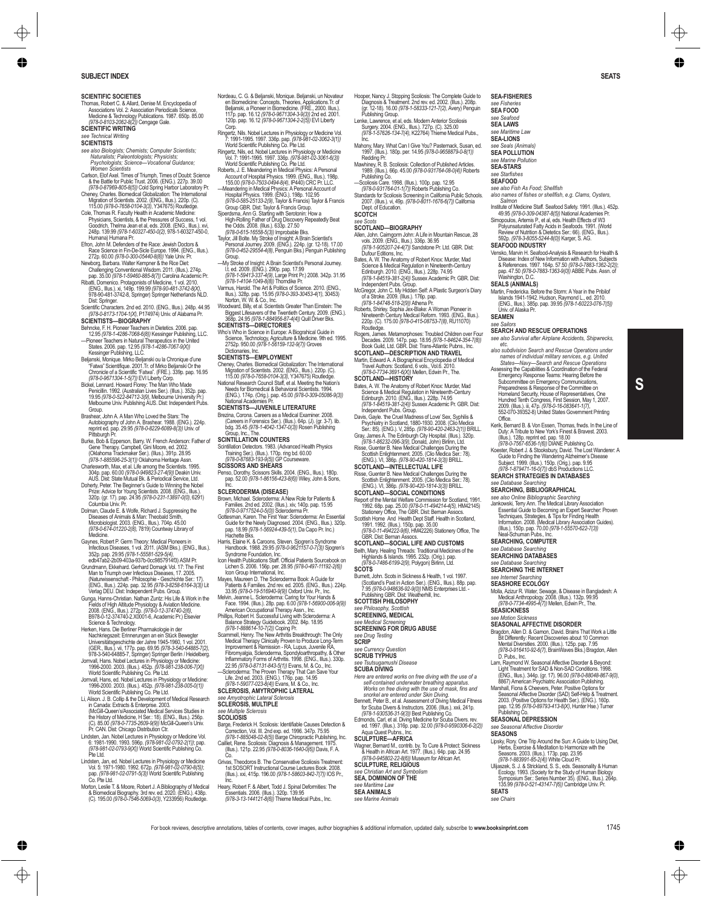**SCIENTIFIC SOCIETIES**

Thomas, Robert C. & Allard, Denise M. Encyclopedia of Associations Vol. 2: Association Periodicals Science, Medicine & Technology Publications. 1987. 650p. 85.00 *(978-0-8103-2062-8(2))* Cengage Gale.

**SCIENTIFIC WRITING**

*see Technical Writing*

**SCIENTISTS**

*see also Biologists; Chemists; Computer Scientists; Naturalists; Paleontologists; Physicists; Psychologists; Science—Vocational Guidance; Women Scientists*

Carlson, Elof Axel. Times of Triumph, Times of Doubt: Science & the Battle for Public Trust. 2006. (ENG.). 227p. 39.00 *(978-0-87969-805-8(5))* Cold Spring Harbor Laboratory Pr.

Cheney, Charles. Biomedical Globalization: The International Migration of Scientists. 2002. (ENG., Illus.). 220p. (C). 115.00 *(978-0-7658-0104-3(3)*, Y347675) Routledge.

Cole, Thomas R. Faculty Health in Academic Medicine: Physicians, Scientists, & the Pressures of Success, 1 vol. Goodrich, Thelma Jean et al, eds. 2008. (ENG., Illus.). xvi, 248p. 139.99 *(978-1-60327-450-0(2)*, 978-1-60327-450-0, Humana) Humana Pr.

Efron, John M. Defenders of the Race: Jewish Doctors & Race Science in Fin-De-Siecle Europe. 1994. (ENG., Illus.). 272p. 60.00 *(978-0-300-05440-8(8))* Yale Univ. Pr.

Newborg, Barbara. Walter Kempner & the Rice Diet: Challenging Conventional Wisdom. 2011. (Illus.). 274p. pap. 35.00 *(978-1-59460-885-8(7))* Carolina Academic Pr.

Ribatti, Domenico. Protagonists of Medicine, 1 vol. 2010. (ENG., Illus.). xi, 149p. 199.99 *(978-90-481-3742-8(X)*, 978-90-481-3742-8, Springer) Springer Netherlands NLD. Dist: Springer.

Scientific Characters. 2nd ed. 2010. (ENG., Illus.). 248p. 44.95 *(978-0-8173-1704-1(X)*, P174974) Univ. of Alabama Pr.

**SCIENTISTS—BIOGRAPHY**

Behncke, F. H. Pioneer Teachers in Dietetics. 2006. pap. 12.95 *(978-1-4286-7068-6(8))* Kessinger Publishing, LLC.

—Pioneer Teachers in Natural Therapeutics in the United States. 2006. pap. 12.95 *(978-1-4286-7067-9(X))* Kessinger Publishing, LLC.

Beljanski, Monique. Mirko Beljanski ou la Chronique d'une "Fatwa" Scientifique. 2001.Tr. of Mirko Beljanski Or the Chronicle of a Scientific "Fatwa". (FRE.). 339p. pap. 16.95 *(978-0-9671304-1-5(7))* EVI Liberty Corp.

Bickel, Lennard. Howard Florey: The Man Who Made Penicillin. 1992. (Australian Lives Ser.). (Illus.). 352p. pap. 19.95 *(978-0-522-84712-3(9)*, Melbourne University Pr.) Melbourne Univ. Publishing AUS. Dist: Independent Pubs. Group.

Brashear, John A. A Man Who Loved the Stars: The Autobiography of John A. Brashear. 1988. (ENG.). 224p. reprint ed. pap. 29.95 *(978-0-8229-6089-8(3))* Univ. of Pittsburgh Pr.

Burke, Bob & Epperson, Barry. W. French Anderson: Father of Gene Therapy. Campbell, Gini Moore, ed. 2002. (Oklahoma Trackmaker Ser.). (Illus.). 391p. 28.95 *(978-1-885596-25-3(1))* Oklahoma Heritage Assn.

Charlesworth, Max, et al. Life among the Scientists. 1995. 304p. pap. 60.00 *(978-0-949823-27-4(9))* Deakin Univ. AUS. Dist: State Mutual Bk. & Periodical Service, Ltd.

Doherty, Peter. The Beginner's Guide to Winning the Nobel Prize: Advice for Young Scientists. 2008. (ENG., Illus.). 320p. (gr. 17). pap. 24.95 *(978-0-231-13897-0(0)*, 6291) Columbia Univ. Pr.

Dolman, Claude E. & Wolfe, Richard J. Suppressing the Diseases of Animals & Man: Theobald Smith, Microbiologist. 2003. (ENG., Illus.). 704p. 45.00 *(978-0-674-01220-2(8)*, 7819) Countway Library of Medicine.

Gaynes, Robert P. Germ Theory: Medical Pioneers in Infectious Diseases, 1 vol. 2011. (ASM Bks.). (ENG., Illus.). 352p. pap. 29.95 *(978-1-55581-529-5(4)*, edb47ab2-2b09-403a-937b-0cc9857914f3) ASM Pr.

Grundmann, Ekkehard. Gerhard Domagk Vol. 17: The First Man to Triumph over Infectious Diseases, 17. 2005. (Naturwissenschaft - Philosophie - Geschichte Ser.: 17). (ENG., Illus.). 224p. pap. 32.95 *(978-3-8258-6164-3(3))* Lit Verlag DEU. Dist: Independent Pubs. Group.

Gunga, Hanns-Christian. Nathan Zuntz: His Life & Work in the Fields of High Altitude Physiology & Aviation Medicine. 2008. (ENG., Illus.). 272p. *(978-0-12-374740-2(6)*, B978-0-12-374740-2.X0001-6, Academic Pr.) Elsevier Science & Technology.

Herken, Hans. Die Berliner Pharmakologie in der Nachkriegszeit: Erinnerungen an ein Stück Bewegter Universitätsgeschichte der Jahre 1945-1960, 1 vol. 2001. (GER., Illus.). vii, 177p. pap. 69.95 *(978-3-540-64885-7(2)*, 978-3-540-64885-7, Springer) Springer Berlin / Heidelberg.

Jornvall, Hans. Nobel Lectures in Physiology or Medicine: 1996-2000. 2003. (Illus.). 452p. *(978-981-238-006-7(X))* World Scientific Publishing Co. Pte Ltd.

Jornvall, Hans, ed. Nobel Lectures in Physiology or Medicine: 1996-2000. 2003. (Illus.). 452p. *(978-981-238-005-0(1))* World Scientific Publishing Co. Pte Ltd.

Li, Alison. J. B. Collip & the Development of Medical Research in Canada: Extracts & Enterprise. 2003. (McGill-Queen's/Associated Medical Services Studies in the History of Medicine, H Ser.: 18). (ENG., Illus.). 256p. (C). 85.00 *(978-0-7735-2609-9(9))* McGill-Queen's Univ. Pr. CAN. Dist: Chicago Distribution Ctr.

Lindsten, Jan. Nobel Lectures in Physiology or Medicine Vol. 6: 1981-1990. 1993. 596p. *(978-981-02-0792-2(1))*; pap. *(978-981-02-0793-9(X))* World Scientific Publishing Co. Pte Ltd.

Lindsten, Jan, ed. Nobel Lectures in Physiology or Medicine Vol. 5: 1971-1980. 1992. 672p. *(978-981-02-0790-8(5))*; pap. *(978-981-02-0791-5(3))* World Scientific Publishing Co. Pte Ltd.

Morton, Leslie T. & Moore, Robert J. A Bibliography of Medical & Biomedical Biography. 3rd rev. ed. 2020. (ENG.). 438p. (C). 195.00 *(978-0-7546-5069-0(3)*, Y233956) Routledge.

Nordeau, C. G. & Beljanski, Monique. Beljanski, un Novateur en Biomedicine: Concepts, Theories, Applications.Tr. of Beljanski, a Pioneer in Biomedicine. (FRE., 2000. Illus.). 117p. pap. 16.12 *(978-0-9671304-3-9(3))* 2nd ed. 2001. 120p. pap. 16.12 *(978-0-9671304-2-2(5))* EVI Liberty Corp.

Ringertz, Nils. Nobel Lectures in Physiology or Medicine Vol. 7: 1991-1995. 1997. 336p. pap. *(978-981-02-3062-3(1))* World Scientific Publishing Co. Pte Ltd.

Ringertz, Nils, ed. Nobel Lectures in Physiology or Medicine Vol. 7: 1991-1995. 1997. 336p. *(978-981-02-3061-6(3))* World Scientific Publishing Co. Pte Ltd.

Roberts, J. E. Meandering in Medical Physics: A Personal Account of Hospital Physics. 1999. (ENG., Illus.). 198p. 155.00 *(978-0-7503-0494-8(4)*, IP440) CRC Pr. LLC.

—Meandering in Medical Physics: A Personal Account of Hospital Physics. 1999. (ENG.). 198p. 102.95 *(978-0-585-25133-2(9)*, Taylor & Francis) Taylor & Francis Group GBR. Dist: Taylor & Francis Group.

Sjoerdsma, Ann G. Starting with Serotonin: How a High-Rolling Father of Drug Discovery Repeatedly Beat the Odds. 2008. (Illus.). 633p. 27.50 *(978-0-615-16558-5(3))* Improbable Bks.

Taylor, Jill Bolte. My Stroke of Insight: A Brain Scientist's Personal Journey. 2009. (ENG.). 224p. (gr. 12-18). 17.00 *(978-0-452-29554-4(8)*, Penguin Bks.) Penguin Publishing Group.

—My Stroke of Insight: A Brain Scientist's Personal Journey. l.t. ed. 2009. (ENG.). 290p. pap. 17.99 *(978-1-59413-337-4(9)*, Large Print Pr.) 2008. 342p. 31.95 *(978-1-4104-1049-8(8))* Thorndike Pr.

Varmus, Harold. The Art & Politics of Science. 2010. (ENG., Illus.). 328p. pap. 15.95 *(978-0-393-30453-4(1)*, 30453) Norton, W. W. & Co., Inc.

Woodward, Billy, et al. Scientists Greater Than Einstein: The Biggest Lifesavers of the Twentieth Century. 2009. (ENG.). 368p. 24.95 *(978-1-884956-87-4(4))* Quill Driver Bks.

**SCIENTISTS—DIRECTORIES**

Who's Who in Science in Europe: A Biographical Guide in Science, Technology, Agriculture & Medicine. 9th ed. 1995. 2752p. 950.00 *(978-1-56159-132-9(7))* Groves Dictionaries, Inc.

**SCIENTISTS—EMPLOYMENT**

Cheney, Charles. Biomedical Globalization: The International Migration of Scientists. 2002. (ENG., Illus.). 220p. (C). 115.00 *(978-0-7658-0104-3(3)*, Y347675) Routledge.

National Research Council Staff, et al. Meeting the Nation's Needs for Biomedical & Behavioral Scientists. 1994. (ENG.). 174p. (Orig.). pap. 45.00 *(978-0-309-05086-9(3))* National Academies Pr.

**SCIENTISTS—JUVENILE LITERATURE**

Brezina, Corona. Careers as a Medical Examiner. 2008. (Careers in Forensics Ser.). (Illus.). 64p. (J). (gr. 3-7). lib. bdg. 35.45 *(978-1-4042-1347-0(3))* Rosen Publishing Group, Inc., The.

**SCINTILLATION COUNTERS**

Scintillation Detectors. 1983. (Advanced Health Physics Training Ser.). (Illus.). 170p. ring bd. 60.00 *(978-0-87683-193-9(5))* GP Courseware.

**SCISSORS AND SHEARS**

Penso, Dorothy. Scissors Skills. 2004. (ENG., Illus.). 180p. pap. 52.00 *(978-0-86156-423-8(6))* Wiley, John & Sons, Inc.

**SCLERODERMA (DISEASE)**

Brown, Michael. Scleroderma: A New Role for Patients & Families. 2nd ed. 2002. (Illus.). xiv, 140p. pap. 15.95 *(978-0-9717524-0-5(0))* Scleroderma Pr.

Gottesman, Karen. The First Year: Scleroderma: An Essential Guide for the Newly Diagnosed. 2004. (ENG., Illus.). 320p. pap. 18.99 *(978-1-56924-439-5(1)*, Da Capo Pr. Inc.) Hachette Bks.

Harris, Elaine K. & Jacobs, Steven. Sjogren's Syndrome Handbook. 1988. 29.95 *(978-0-9621157-0-7(3))* Sjogren's Syndrome Foundation, Inc.

Icon Health Publications Staff. Official Patients Sourcebook on Lichen S. 2006. 156p. per. 28.95 *(978-0-497-11192-2(6))* Icon Group International, Inc.

Mayes, Maureen D. The Scleroderma Book: A Guide for Patients & Families. 2nd rev. ed. 2005. (ENG., Illus.). 256p. 33.95 *(978-0-19-516940-9(0))* Oxford Univ. Pr., Inc.

Melvin, Jeanne L. Scleroderma: Caring for Your Hands & Face. 1994. (Illus.). 28p. pap. 6.00 *(978-1-56900-006-9(0))* American Occupational Therapy Assn., Inc.

Phillips, Robert H. Successful Living with Scleroderma: A Balance Strategy Guidebook. 2002. 84p. 18.95 *(978-1-888616-10-7(2))* Coping Pr.

Scammell, Henry. The New Arthritis Breakthrough: The Only Medical Therapy Clinically Proven to Produce Long-Term Improvement & Remission - RA, Lupus, Juvenile RA, Fibromyalgia, Scleroderma, Spondyloarthropathy, & Other Inflammatory Forms of Arthritis. 1998. (ENG., Illus.). 330p. 22.95 *(978-0-87131-843-5(1))* Evans, M. & Co., Inc.

—Scleroderma: The Proven Therapy That Can Save Your Life. 2nd ed. 2003. (ENG.). 176p. pap. 14.95 *(978-1-59077-023-8(4))* Evans, M. & Co., Inc.

**SCLEROSIS, AMYTROPHIC LATERAL**

*see Amyotrophic Lateral Sclerosis*

**SCLEROSIS, MULTIPLE**

*see Multiple Sclerosis*

**SCOLIOSIS**

Barge, Frederick H. Scoliosis: Identifiable Causes Detection & Correction, Vol. III. 2nd exp. ed. 1996. 347p. 75.95 *(978-1-885048-02-8(5))* Barge Chiropractic Publishing, Inc.

Cailliet, Rene. Scoliosis: Diagnosis & Management. 1975. (Illus.). 121p. 22.95 *(978-0-8036-1640-0(6))* Davis, F. A. Co.

Grivas, Theodoros B. The Conservative Scoliosis Treatment: 1st SOSORT Instructional Course Lectures Book. 2008. (Illus.). xxi, 415p. 196.00 *(978-1-58603-842-7(7))* IOS Pr., Inc.

Heary, Robert F. & Albert, Todd J. Spinal Deformities: The Essentials. 2006. (Illus.). 320p. 139.95 *(978-3-13-144121-8(6))* Thieme Medical Pubs., Inc.

Hooper, Nancy J. Stopping Scoliosis: The Complete Guide to Diagnosis & Treatment. 2nd rev. ed. 2002. (Illus.). 208p. (gr. 12-18). 16.00 *(978-1-58333-121-7(2)*, Avery) Penguin Publishing Group.

Lenke, Lawrence, et al, eds. Modern Anterior Scoliosis Surgery. 2004. (ENG., Illus.). 727p. (C). 325.00 *(978-1-57626-134-7(4)*, K22764) Thieme Medical Pubs., Inc.

Mahony, Mary. What Can I Give You? Pasternack, Susan, ed. 1997. (Illus.). 180p. per. 14.95 *(978-0-9658879-0-8(1))* Redding Pr.

Mawhiney, R. B. Scoliosis: Collection of Published Articles. 1989. (Illus.). 66p. 45.00 *(978-0-931764-08-0(4))* Roberts Publishing Co.

—Scoliosis Care. 1998. (Illus.). 100p. pap. 12.95 *(978-0-931764-01-1(7))* Roberts Publishing Co.

Standards for Scoliosis Screening in California Public Schools. 2007. (Illus.). vi, 49p. *(978-0-8011-1676-6(7))* California Dept. of Education.

**SCOTCH**

*see Scots*

**SCOTLAND—BIOGRAPHY**

Allen, John. Cairngorm John: A Life in Mountain Rescue, 28 vols. 2009. (ENG., Illus.). 336p. 36.95 *(978-1-905207-24-4(7))* Sandstone Pr. Ltd. GBR. Dist: Dufour Editions, Inc.

Bates, A. W. The Anatomy of Robert Knox: Murder, Mad Science & Medical Regulation in Nineteenth-Century Edinburgh. 2010. (ENG., Illus.). 228p. 74.95 *(978-1-84519-381-2(4))* Sussex Academic Pr. GBR. Dist: Independent Pubs. Group.

McGregor, John C. My Hidden Self: A Plastic Surgeon's Diary of a Stroke. 2009. (Illus.). 176p. pap. *(978-1-84749-518-2(9))* Athena Pr.

Roberts, Shirley. Sophia Jex-Blake: A Woman Pioneer in Nineteenth Century Medical Reform. 1993. (ENG., Illus.). 220p. (C). 175.00 *(978-0-415-08753-7(8)*, RU11070) Routledge.

Rogers, James. Metamorphoses: Troubled Children over Four Decades. 2009. 147p. pap. 18.95 *(978-1-84624-354-7(8))* Book Guild, Ltd. GBR. Dist: Trans-Atlantic Pubns., Inc.

**SCOTLAND—DESCRIPTION AND TRAVEL**

Martin, Edward A. A Biographical Encyclopedia of Medical Travel Authors: Scotland, 6 vols., Vol.6. 2010. *(978-0-7734-3691-6(X))* Mellen, Edwin Pr., The.

**SCOTLAND—HISTORY**

Bates, A. W. The Anatomy of Robert Knox: Murder, Mad Science & Medical Regulation in Nineteenth-Century Edinburgh. 2010. (ENG., Illus.). 228p. 74.95 *(978-1-84519-381-2(4))* Sussex Academic Pr. GBR. Dist: Independent Pubs. Group.

Davis, Gayle. 'the Cruel Madness of Love' Sex, Syphilis & Psychiatry in Scotland, 1880-1930. 2008. (Clio Medica Ser.: 85). (ENG.). V, 285p. *(978-90-420-2463-2(1))* BRILL.

Gray, James A. The Edinburgh City Hospital. (Illus.). 320p. *(978-1-86232-096-3(9)*, Donald, John) Birlinn, Ltd.

Risse, Guenter B. New Medical Challenges During the Scottish Enlightenment. 2005. (Clio Medica Ser.: 78). (ENG.). VI, 386p. *(978-90-420-1814-3(3))* BRILL.

**SCOTLAND—INTELLECTUAL LIFE**

Risse, Guenter B. New Medical Challenges During the Scottish Enlightenment. 2005. (Clio Medica Ser.: 78). (ENG.). VI, 386p. *(978-90-420-1814-3(3))* BRILL.

**SCOTLAND—SOCIAL CONDITIONS**

Report of the Mental Welfare Commission for Scotland, 1991. 1992. 68p. pap. 25.00 *(978-0-11-494214-4(5)*, HM42145) Stationery Office, The GBR. Dist: Bernan Assocs.

Scottish Home And Health Dept Staff. Health in Scotland, 1991. 1992. (Illus.). 150p. pap. 35.00 *(978-0-11-494222-9(6)*, HM42226) Stationery Office, The GBR. Dist: Bernan Assocs.

**SCOTLAND—SOCIAL LIFE AND CUSTOMS**

Beith, Mary. Healing Threads: Traditional Medicines of the Highlands & Islands. 1995. 232p. (Orig.). pap. *(978-0-7486-6199-2(9)*, Polygon) Birlinn, Ltd.

**SCOTS**

Burnett, John. Scots in Sickness & Health, 1 vol. 1997. (Scotland's Past in Action Ser.). (ENG., Illus.). 88p. pap. 7.95 *(978-0-948636-92-9(0))* NMS Enterprises Ltd. - Publishing GBR. Dist: Weatherhill, Inc.

**SCOTTISH PHILOSOPHY**

*see Philosophy, Scottish*

**SCREENING, MEDICAL**

*see Medical Screening*

**SCREENING FOR DRUG ABUSE**

*see Drug Testing*

**SCRIP**

*see Currency Question*

**SCRUB TYPHUS**

*see Tsutsugamushi Disease*

**SCUBA DIVING**

*Here are entered works on free diving with the use of a self-contained underwater breathing apparatus. Works on free diving with the use of mask, fins and snorkel are entered under Skin Diving.*

Bennett, Peter B., et al. Assessment of Diving Medical Fitness for Scuba Divers & Instructors. 2006. (Illus.). xxii, 241p. *(978-1-930536-31-9(3))* Best Publishing Co.

Edmonds, Carl, et al. Diving Medicine for Scuba Divers. rev. ed. 1997. (Illus.). 316p. pap. 32.00 *(978-0-9590306-6-2(2))* Aqua Quest Pubns., Inc.

**SCULPTURE—AFRICA**

Wagner, Bernard M., contrib. by. To Cure & Protect: Sickness & Health in African Art. 1977. (Illus.). 64p. pap. 24.95 *(978-0-945802-22-8(6))* Museum for African Art.

**SCULPTURE, RELIGIOUS**

*see Christian Art and Symbolism*

**SEA, DOMINION OF THE**

*see Maritime Law*

**SEA ANIMALS**

*see Marine Animals*

**SEA-FISHERIES**

*see Fisheries*

**SEA FOOD**

*see Seafood*

**SEA LAWS**

*see Maritime Law*

**SEA-LIONS**

*see Seals (Animals)*

**SEA POLLUTION**

*see Marine Pollution*

**SEA-STARS**

*see Starfishes*

**SEAFOOD**

*see also Fish As Food; Shellfish*

*also names of fishes or shellfish, e.g. Clams, Oysters, Salmon*

Institute of Medicine Staff. Seafood Safety. 1991. (Illus.). 452p. 49.95 *(978-0-309-04387-8(5))* National Academies Pr.

Simopoulos, Artemis P., et al, eds. Health Effects of W3 Polyunsaturated Fatty Acids in Seafoods. 1991. (World Review of Nutrition & Dietetics Ser.: 66). (ENG., Illus.). 592p. *(978-3-8055-5244-8(0))* Karger, S. AG.

**SEAFOOD INDUSTRY**

Vensko, Marvin H. Seafood-Analysis & Research for Health & Disease: Index of New Information with Authors, Subjects & References. 1997. 164p. 57.50 *(978-0-7883-1362-2(2))*; pap. 47.50 *(978-0-7883-1363-9(0))* ABBE Pubs. Assn. of Washington, D.C.

**SEALS (ANIMALS)**

Martin, Fredericka. Before the Storm: A Year in the Pribilof Islands 1941-1942. Hudson, Raymond L., ed. 2010. (ENG., Illus.). 385p. pap. 39.95 *(978-1-60223-076-7(5))* Univ. of Alaska Pr.

**SEAMEN**

*see Sailors*

**SEARCH AND RESCUE OPERATIONS**

*see also Survival after Airplane Accidents, Shipwrecks, etc.*

*also subdivision Search and Rescue Operations under names of individual military services, e.g. United States—Navy—Search and Rescue Operations*

Assessing the Capabilities & Coordination of the Federal Emergency Response Teams: Hearing Before the Subcommittee on Emergency Communications, Preparedness & Response of the Committee on Homeland Security, House of Representatives, One Hundred Tenth Congress, First Session, May 1, 2007. 2009. (Illus.). iii, 47p. *(978-0-16-083641-1(7)*, 552-070-39352-8) United States Government Printing Office.

Kerik, Bernard B. & Von Essen, Thomas, frwds. In the Line of Duty: A Tribute to New York's Finest & Bravest. 2003. (Illus.). 128p. reprint ed. pap. 18.00 *(978-0-7567-6536-1(6))* DIANE Publishing Co.

Koester, Robert J. & Stooksbury, David. The Lost Wanderer: A Guide to Finding the Wandering Alzheimer's Disease Subject. 1999. (Illus.). 150p. (Orig.). pap. 9.95 *(978-1-879471-16-0(7))* dbS Productions LLC.

**SEARCH STRATEGIES IN DATABASES**

*see Database Searching*

**SEARCHING, BIBLIOGRAPHICAL**

*see also Online Bibliographic Searching*

Jankowski, Terry Ann. The Medical Library Association Essential Guide to Becoming an Expert Searcher: Proven Techniques, Strategies, & Tips for Finding Health Information. 2008. (Medical Library Association Guides). (Illus.). 150p. pap. 70.00 *(978-1-55570-622-7(3))* Neal-Schuman Pubs., Inc.

**SEARCHING, COMPUTER**

*see Database Searching*

**SEARCHING DATABASES**

*see Database Searching*

**SEARCHING THE INTERNET**

*see Internet Searching*

**SEASHORE ECOLOGY**

Molla, Azizur R. Water, Sewage, & Disease in Bangladesh: A Medical Anthropology. 2008. (Illus.). 132p. 99.95 *(978-0-7734-4995-4(7))* Mellen, Edwin Pr., The.

**SEASICKNESS**

*see Motion Sickness*

**SEASONAL AFFECTIVE DISORDER**

Bragdon, Allen D. & Gamon, David. Brains That Work a Little Bit Differently: Recent Discoveries about 10 Common Mental Diversities. 2000. (Illus.). 125p. pap. 7.95 *(978-0-916410-92-6(7)*, BrainWaves Bks.) Bragdon, Allen D. Pubs., Inc.

Lam, Raymond W. Seasonal Affective Disorder & Beyond: Light Treatment for SAD & Non-SAD Conditions. 1998. (ENG., Illus.). 344p. (gr. 17). 96.00 *(978-0-88048-867-9(0)*, 8867) American Psychiatric Association Publishing.

Marshall, Fiona & Cheevers, Peter. Positive Options for Seasonal Affective Disorder (SAD) Self-Help & Treatment. 2003. (Positive Options for Health Ser.). (ENG.). 160p. pap. 12.95 *(978-0-89793-413-8(X)*, Hunter Hse.) Turner Publishing Co.

**SEASONAL DEPRESSION**

*see Seasonal Affective Disorder*

**SEASONS**

Lipsky, Rory. One Trip Around the Sun: A Guide to Using Diet, Herbs, Exercise & Meditation to Harmonize with the Seasons. 2003. (Illus.). 173p. pap. 23.95 *(978-1-883991-85-2(4))* White Cloud Pr.

Ulijaszek, S. J. & Strickland, S. S., eds. Seasonality & Human Ecology. 1993. (Society for the Study of Human Biology Symposium Ser.: Series Number 35). (ENG., Illus.). 264p. 135.99 *(978-0-521-43147-7(6))* Cambridge Univ. Pr.

**SEATS**

*see Chairs*

For book reviews, descriptive annotations, tables of contents, cover images, author biographies & additional information, updated daily, subscribe to **www.booksinprint.com**